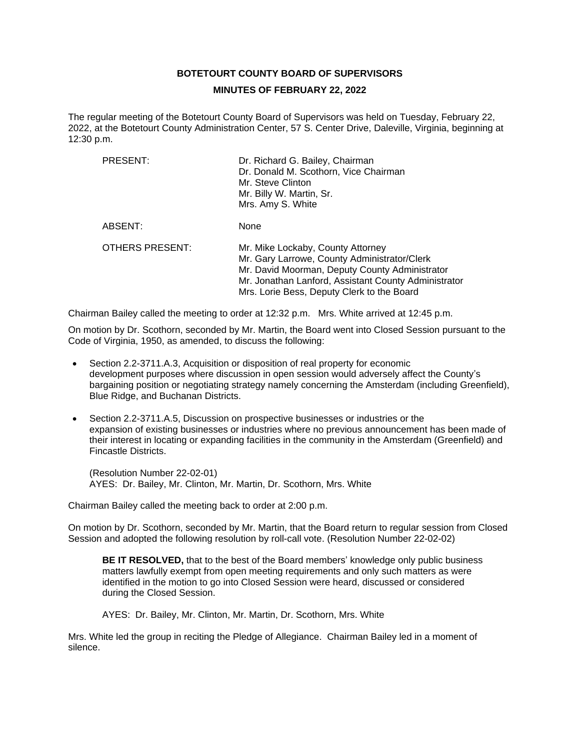# BOTETOURT COUNTY BOARD OF SUPERVISORS

## MINUTES OF FEBRUARY 22, 2022

The regular meeting of the Botetourt County Board of Supervisors was held on Tuesday, February 22, 2022, at the Botetourt County Administration Center, 57 S. Center Drive, Daleville, Virginia, beginning at 12:30 p.m.

| | |
|---|---|
| PRESENT: | Dr. Richard G. Bailey, Chairman<br>Dr. Donald M. Scothorn, Vice Chairman<br>Mr. Steve Clinton<br>Mr. Billy W. Martin, Sr.<br>Mrs. Amy S. White |
| ABSENT: | None |
| OTHERS PRESENT: | Mr. Mike Lockaby, County Attorney<br>Mr. Gary Larrowe, County Administrator/Clerk<br>Mr. David Moorman, Deputy County Administrator<br>Mr. Jonathan Lanford, Assistant County Administrator<br>Mrs. Lorie Bess, Deputy Clerk to the Board |

Chairman Bailey called the meeting to order at 12:32 p.m. Mrs. White arrived at 12:45 p.m.

On motion by Dr. Scothorn, seconded by Mr. Martin, the Board went into Closed Session pursuant to the Code of Virginia, 1950, as amended, to discuss the following:

- Section 2.2-3711.A.3, Acquisition or disposition of real property for economic development purposes where discussion in open session would adversely affect the County's bargaining position or negotiating strategy namely concerning the Amsterdam (including Greenfield), Blue Ridge, and Buchanan Districts.

- Section 2.2-3711.A.5, Discussion on prospective businesses or industries or the expansion of existing businesses or industries where no previous announcement has been made of their interest in locating or expanding facilities in the community in the Amsterdam (Greenfield) and Fincastle Districts.

  (Resolution Number 22-02-01)
  AYES: Dr. Bailey, Mr. Clinton, Mr. Martin, Dr. Scothorn, Mrs. White

Chairman Bailey called the meeting back to order at 2:00 p.m.

On motion by Dr. Scothorn, seconded by Mr. Martin, that the Board return to regular session from Closed Session and adopted the following resolution by roll-call vote. (Resolution Number 22-02-02)

> **BE IT RESOLVED,** that to the best of the Board members' knowledge only public business matters lawfully exempt from open meeting requirements and only such matters as were identified in the motion to go into Closed Session were heard, discussed or considered during the Closed Session.
>
> AYES: Dr. Bailey, Mr. Clinton, Mr. Martin, Dr. Scothorn, Mrs. White

Mrs. White led the group in reciting the Pledge of Allegiance. Chairman Bailey led in a moment of silence.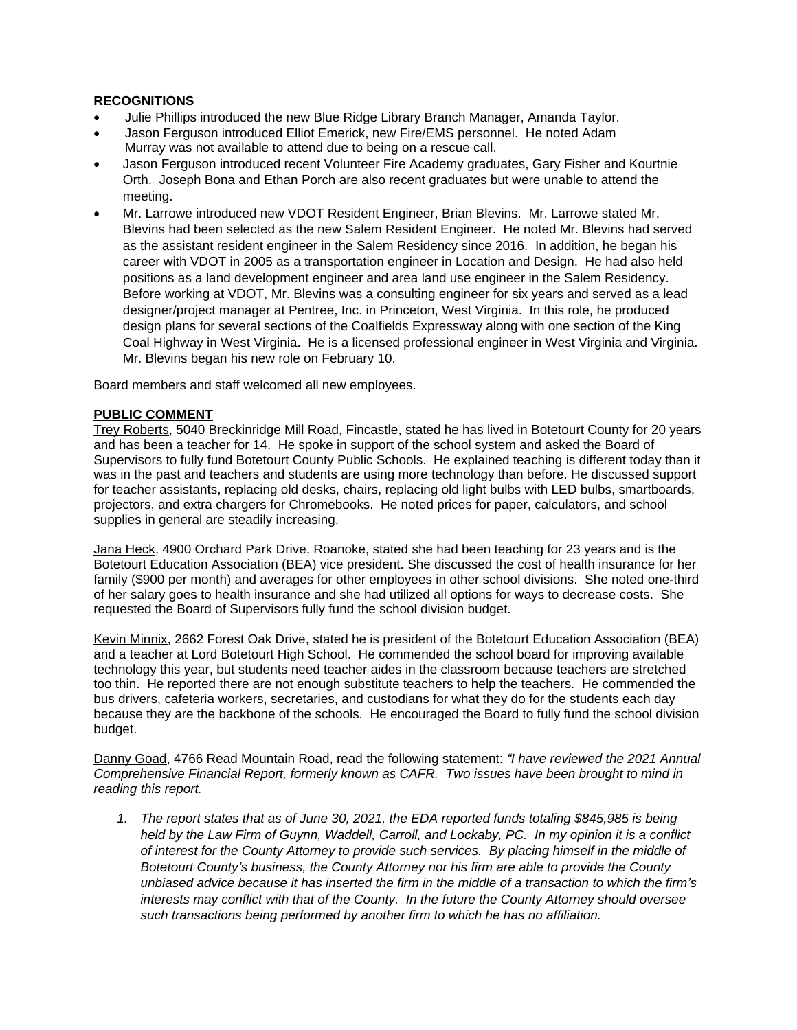**RECOGNITIONS**

- Julie Phillips introduced the new Blue Ridge Library Branch Manager, Amanda Taylor.
- Jason Ferguson introduced Elliot Emerick, new Fire/EMS personnel. He noted Adam Murray was not available to attend due to being on a rescue call.
- Jason Ferguson introduced recent Volunteer Fire Academy graduates, Gary Fisher and Kourtnie Orth. Joseph Bona and Ethan Porch are also recent graduates but were unable to attend the meeting.
- Mr. Larrowe introduced new VDOT Resident Engineer, Brian Blevins. Mr. Larrowe stated Mr. Blevins had been selected as the new Salem Resident Engineer. He noted Mr. Blevins had served as the assistant resident engineer in the Salem Residency since 2016. In addition, he began his career with VDOT in 2005 as a transportation engineer in Location and Design. He had also held positions as a land development engineer and area land use engineer in the Salem Residency. Before working at VDOT, Mr. Blevins was a consulting engineer for six years and served as a lead designer/project manager at Pentree, Inc. in Princeton, West Virginia. In this role, he produced design plans for several sections of the Coalfields Expressway along with one section of the King Coal Highway in West Virginia. He is a licensed professional engineer in West Virginia and Virginia. Mr. Blevins began his new role on February 10.

Board members and staff welcomed all new employees.

**PUBLIC COMMENT**

Trey Roberts, 5040 Breckinridge Mill Road, Fincastle, stated he has lived in Botetourt County for 20 years and has been a teacher for 14. He spoke in support of the school system and asked the Board of Supervisors to fully fund Botetourt County Public Schools. He explained teaching is different today than it was in the past and teachers and students are using more technology than before. He discussed support for teacher assistants, replacing old desks, chairs, replacing old light bulbs with LED bulbs, smartboards, projectors, and extra chargers for Chromebooks. He noted prices for paper, calculators, and school supplies in general are steadily increasing.

Jana Heck, 4900 Orchard Park Drive, Roanoke, stated she had been teaching for 23 years and is the Botetourt Education Association (BEA) vice president. She discussed the cost of health insurance for her family ($900 per month) and averages for other employees in other school divisions. She noted one-third of her salary goes to health insurance and she had utilized all options for ways to decrease costs. She requested the Board of Supervisors fully fund the school division budget.

Kevin Minnix, 2662 Forest Oak Drive, stated he is president of the Botetourt Education Association (BEA) and a teacher at Lord Botetourt High School. He commended the school board for improving available technology this year, but students need teacher aides in the classroom because teachers are stretched too thin. He reported there are not enough substitute teachers to help the teachers. He commended the bus drivers, cafeteria workers, secretaries, and custodians for what they do for the students each day because they are the backbone of the schools. He encouraged the Board to fully fund the school division budget.

Danny Goad, 4766 Read Mountain Road, read the following statement: *"I have reviewed the 2021 Annual Comprehensive Financial Report, formerly known as CAFR. Two issues have been brought to mind in reading this report.*

1. *The report states that as of June 30, 2021, the EDA reported funds totaling $845,985 is being held by the Law Firm of Guynn, Waddell, Carroll, and Lockaby, PC. In my opinion it is a conflict of interest for the County Attorney to provide such services. By placing himself in the middle of Botetourt County's business, the County Attorney nor his firm are able to provide the County unbiased advice because it has inserted the firm in the middle of a transaction to which the firm's interests may conflict with that of the County. In the future the County Attorney should oversee such transactions being performed by another firm to which he has no affiliation.*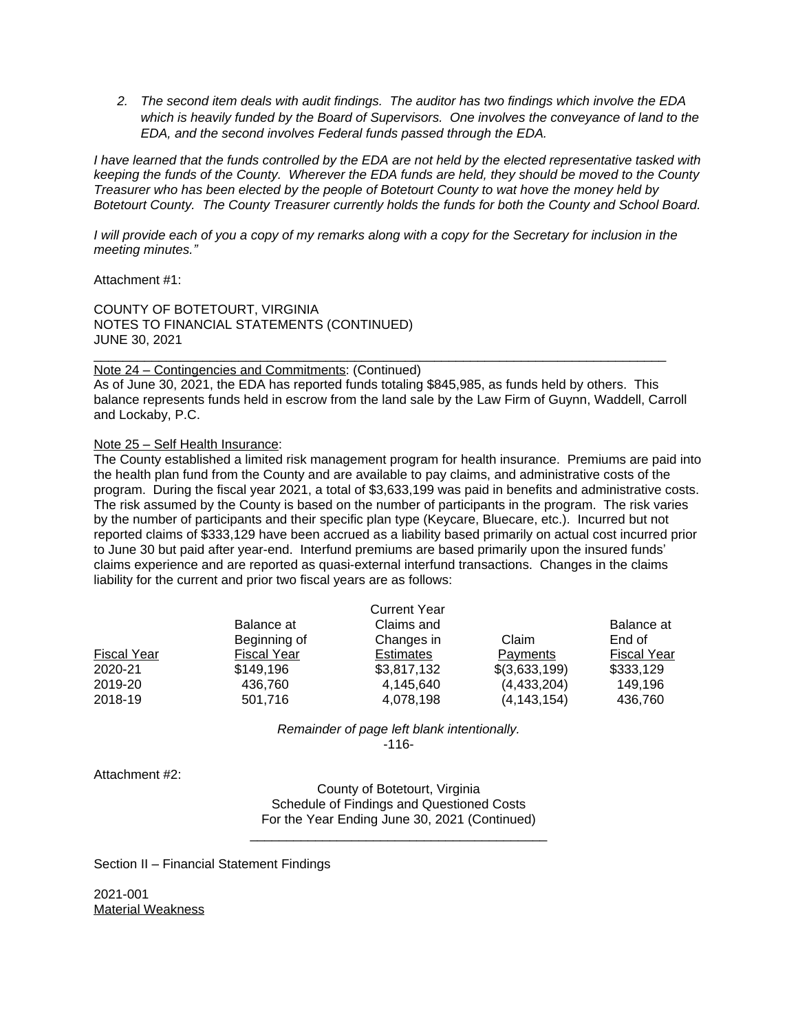2. *The second item deals with audit findings. The auditor has two findings which involve the EDA which is heavily funded by the Board of Supervisors. One involves the conveyance of land to the EDA, and the second involves Federal funds passed through the EDA.*

*I have learned that the funds controlled by the EDA are not held by the elected representative tasked with keeping the funds of the County. Wherever the EDA funds are held, they should be moved to the County Treasurer who has been elected by the people of Botetourt County to wat hove the money held by Botetourt County. The County Treasurer currently holds the funds for both the County and School Board.*

*I will provide each of you a copy of my remarks along with a copy for the Secretary for inclusion in the meeting minutes."*

Attachment #1:

COUNTY OF BOTETOURT, VIRGINIA
NOTES TO FINANCIAL STATEMENTS (CONTINUED)
JUNE 30, 2021

Note 24 – Contingencies and Commitments: (Continued)
As of June 30, 2021, the EDA has reported funds totaling $845,985, as funds held by others. This balance represents funds held in escrow from the land sale by the Law Firm of Guynn, Waddell, Carroll and Lockaby, P.C.

Note 25 – Self Health Insurance:
The County established a limited risk management program for health insurance. Premiums are paid into the health plan fund from the County and are available to pay claims, and administrative costs of the program. During the fiscal year 2021, a total of $3,633,199 was paid in benefits and administrative costs. The risk assumed by the County is based on the number of participants in the program. The risk varies by the number of participants and their specific plan type (Keycare, Bluecare, etc.). Incurred but not reported claims of $333,129 have been accrued as a liability based primarily on actual cost incurred prior to June 30 but paid after year-end. Interfund premiums are based primarily upon the insured funds' claims experience and are reported as quasi-external interfund transactions. Changes in the claims liability for the current and prior two fiscal years are as follows:

| Fiscal Year | Balance at Beginning of Fiscal Year | Current Year Claims and Changes in Estimates | Claim Payments | Balance at End of Fiscal Year |
|---|---|---|---|---|
| 2020-21 | $149,196 | $3,817,132 | $(3,633,199) | $333,129 |
| 2019-20 | 436,760 | 4,145,640 | (4,433,204) | 149,196 |
| 2018-19 | 501,716 | 4,078,198 | (4,143,154) | 436,760 |

*Remainder of page left blank intentionally.*
-116-

Attachment #2:

County of Botetourt, Virginia
Schedule of Findings and Questioned Costs
For the Year Ending June 30, 2021 (Continued)

Section II – Financial Statement Findings

2021-001
Material Weakness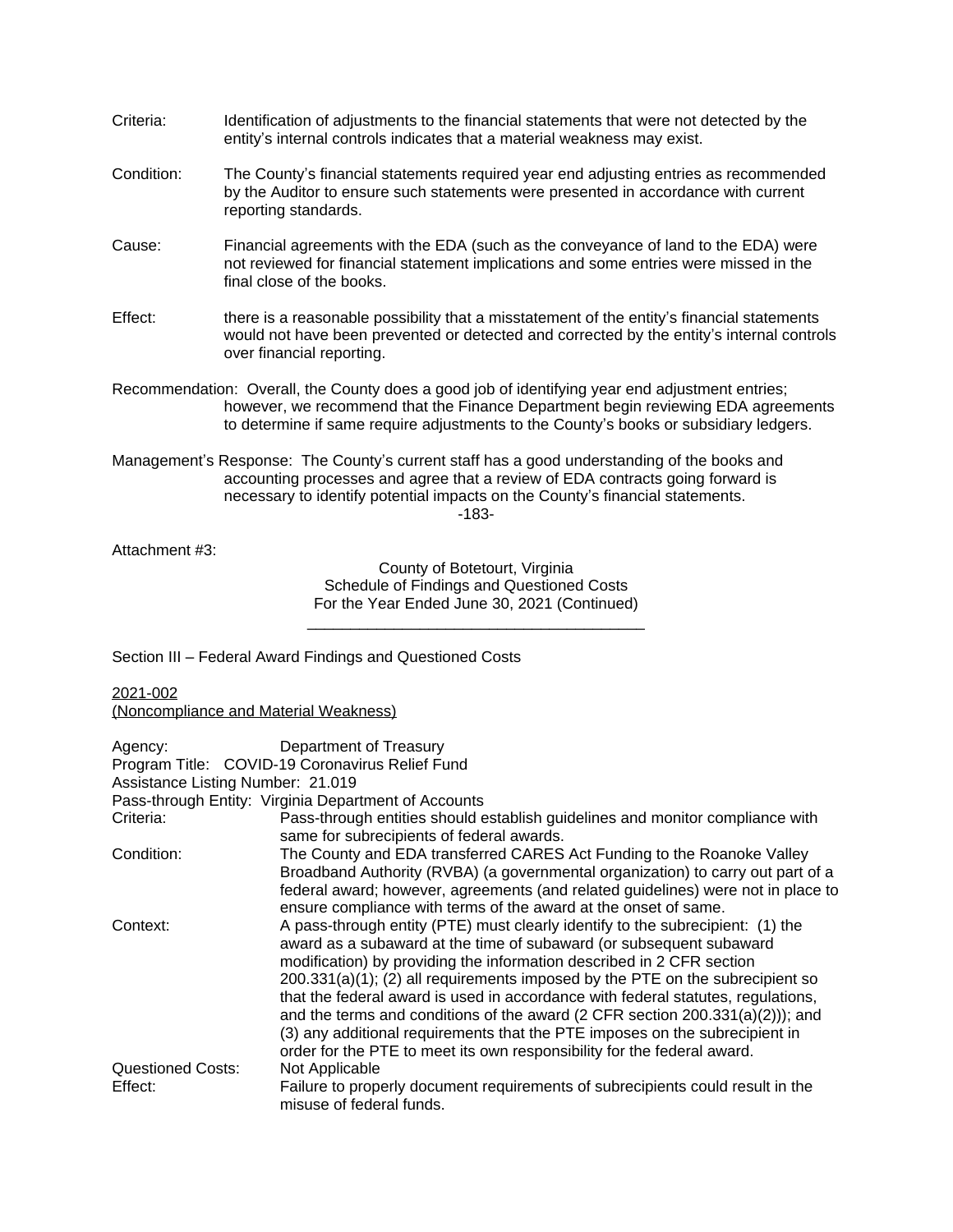Criteria: Identification of adjustments to the financial statements that were not detected by the entity's internal controls indicates that a material weakness may exist.

Condition: The County's financial statements required year end adjusting entries as recommended by the Auditor to ensure such statements were presented in accordance with current reporting standards.

Cause: Financial agreements with the EDA (such as the conveyance of land to the EDA) were not reviewed for financial statement implications and some entries were missed in the final close of the books.

Effect: there is a reasonable possibility that a misstatement of the entity's financial statements would not have been prevented or detected and corrected by the entity's internal controls over financial reporting.

Recommendation: Overall, the County does a good job of identifying year end adjustment entries; however, we recommend that the Finance Department begin reviewing EDA agreements to determine if same require adjustments to the County's books or subsidiary ledgers.

Management's Response: The County's current staff has a good understanding of the books and accounting processes and agree that a review of EDA contracts going forward is necessary to identify potential impacts on the County's financial statements.

-183-

Attachment #3:

County of Botetourt, Virginia
Schedule of Findings and Questioned Costs
For the Year Ended June 30, 2021 (Continued)

Section III – Federal Award Findings and Questioned Costs

2021-002
(Noncompliance and Material Weakness)

Agency: Department of Treasury
Program Title: COVID-19 Coronavirus Relief Fund
Assistance Listing Number: 21.019
Pass-through Entity: Virginia Department of Accounts

Criteria: Pass-through entities should establish guidelines and monitor compliance with same for subrecipients of federal awards.

Condition: The County and EDA transferred CARES Act Funding to the Roanoke Valley Broadband Authority (RVBA) (a governmental organization) to carry out part of a federal award; however, agreements (and related guidelines) were not in place to ensure compliance with terms of the award at the onset of same.

Context: A pass-through entity (PTE) must clearly identify to the subrecipient: (1) the award as a subaward at the time of subaward (or subsequent subaward modification) by providing the information described in 2 CFR section 200.331(a)(1); (2) all requirements imposed by the PTE on the subrecipient so that the federal award is used in accordance with federal statutes, regulations, and the terms and conditions of the award (2 CFR section 200.331(a)(2))); and (3) any additional requirements that the PTE imposes on the subrecipient in order for the PTE to meet its own responsibility for the federal award.

Questioned Costs: Not Applicable

Effect: Failure to properly document requirements of subrecipients could result in the misuse of federal funds.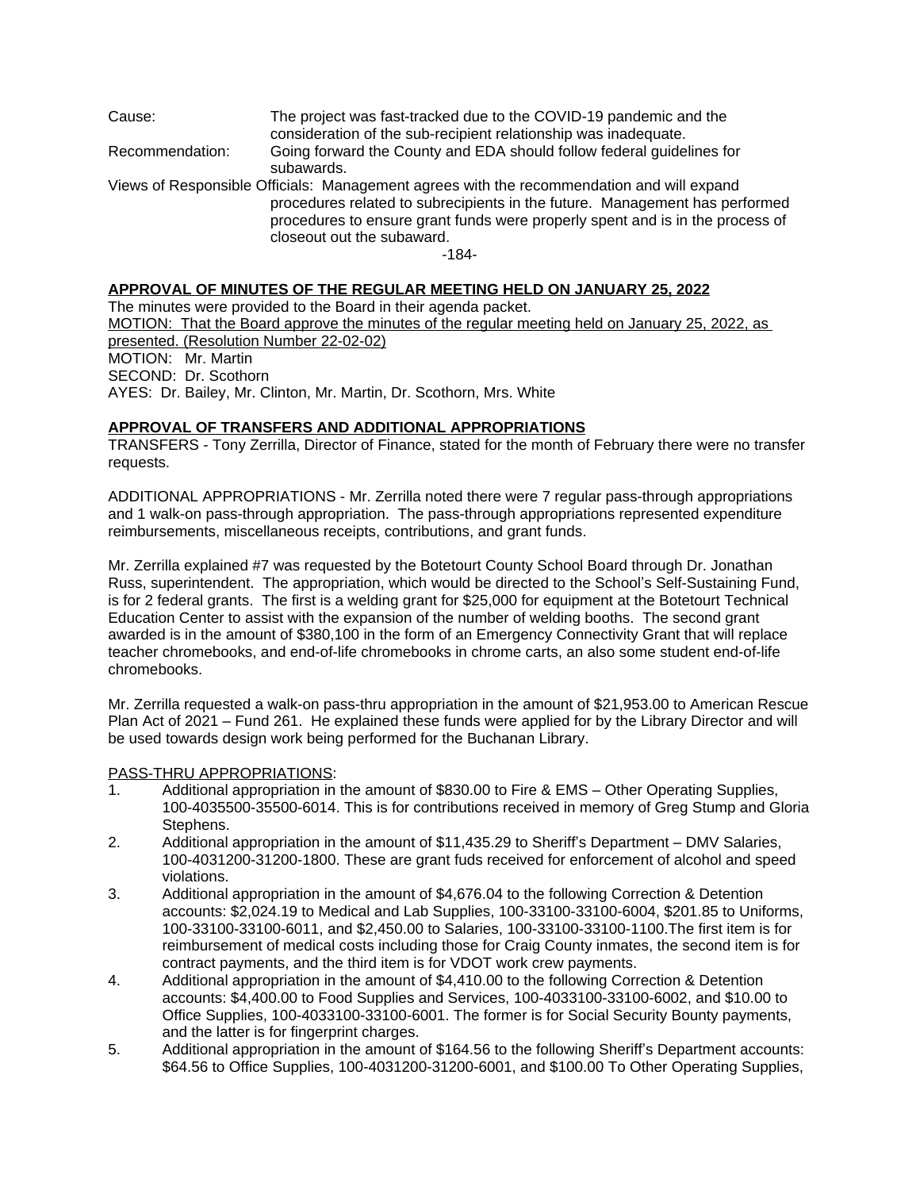Cause: The project was fast-tracked due to the COVID-19 pandemic and the consideration of the sub-recipient relationship was inadequate.

Recommendation: Going forward the County and EDA should follow federal guidelines for subawards.

Views of Responsible Officials: Management agrees with the recommendation and will expand procedures related to subrecipients in the future. Management has performed procedures to ensure grant funds were properly spent and is in the process of closeout out the subaward.

-184-

## APPROVAL OF MINUTES OF THE REGULAR MEETING HELD ON JANUARY 25, 2022

The minutes were provided to the Board in their agenda packet.

MOTION: That the Board approve the minutes of the regular meeting held on January 25, 2022, as presented. (Resolution Number 22-02-02)
MOTION: Mr. Martin
SECOND: Dr. Scothorn
AYES: Dr. Bailey, Mr. Clinton, Mr. Martin, Dr. Scothorn, Mrs. White

## APPROVAL OF TRANSFERS AND ADDITIONAL APPROPRIATIONS

TRANSFERS - Tony Zerrilla, Director of Finance, stated for the month of February there were no transfer requests.

ADDITIONAL APPROPRIATIONS - Mr. Zerrilla noted there were 7 regular pass-through appropriations and 1 walk-on pass-through appropriation. The pass-through appropriations represented expenditure reimbursements, miscellaneous receipts, contributions, and grant funds.

Mr. Zerrilla explained #7 was requested by the Botetourt County School Board through Dr. Jonathan Russ, superintendent. The appropriation, which would be directed to the School's Self-Sustaining Fund, is for 2 federal grants. The first is a welding grant for $25,000 for equipment at the Botetourt Technical Education Center to assist with the expansion of the number of welding booths. The second grant awarded is in the amount of $380,100 in the form of an Emergency Connectivity Grant that will replace teacher chromebooks, and end-of-life chromebooks in chrome carts, an also some student end-of-life chromebooks.

Mr. Zerrilla requested a walk-on pass-thru appropriation in the amount of $21,953.00 to American Rescue Plan Act of 2021 – Fund 261. He explained these funds were applied for by the Library Director and will be used towards design work being performed for the Buchanan Library.

PASS-THRU APPROPRIATIONS:

1. Additional appropriation in the amount of $830.00 to Fire & EMS – Other Operating Supplies, 100-4035500-35500-6014. This is for contributions received in memory of Greg Stump and Gloria Stephens.
2. Additional appropriation in the amount of $11,435.29 to Sheriff's Department – DMV Salaries, 100-4031200-31200-1800. These are grant fuds received for enforcement of alcohol and speed violations.
3. Additional appropriation in the amount of $4,676.04 to the following Correction & Detention accounts: $2,024.19 to Medical and Lab Supplies, 100-33100-33100-6004, $201.85 to Uniforms, 100-33100-33100-6011, and $2,450.00 to Salaries, 100-33100-33100-1100.The first item is for reimbursement of medical costs including those for Craig County inmates, the second item is for contract payments, and the third item is for VDOT work crew payments.
4. Additional appropriation in the amount of $4,410.00 to the following Correction & Detention accounts: $4,400.00 to Food Supplies and Services, 100-4033100-33100-6002, and $10.00 to Office Supplies, 100-4033100-33100-6001. The former is for Social Security Bounty payments, and the latter is for fingerprint charges.
5. Additional appropriation in the amount of $164.56 to the following Sheriff's Department accounts: $64.56 to Office Supplies, 100-4031200-31200-6001, and $100.00 To Other Operating Supplies,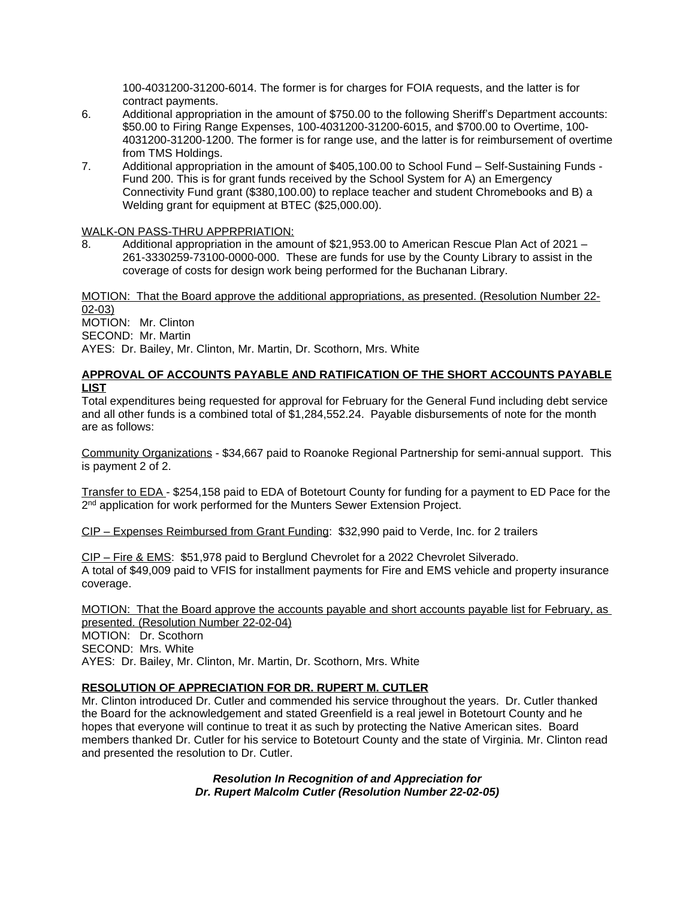100-4031200-31200-6014. The former is for charges for FOIA requests, and the latter is for contract payments.

6. Additional appropriation in the amount of $750.00 to the following Sheriff's Department accounts: $50.00 to Firing Range Expenses, 100-4031200-31200-6015, and $700.00 to Overtime, 100-4031200-31200-1200. The former is for range use, and the latter is for reimbursement of overtime from TMS Holdings.
7. Additional appropriation in the amount of $405,100.00 to School Fund – Self-Sustaining Funds - Fund 200. This is for grant funds received by the School System for A) an Emergency Connectivity Fund grant ($380,100.00) to replace teacher and student Chromebooks and B) a Welding grant for equipment at BTEC ($25,000.00).

WALK-ON PASS-THRU APPRPRIATION:

8. Additional appropriation in the amount of $21,953.00 to American Rescue Plan Act of 2021 – 261-3330259-73100-0000-000. These are funds for use by the County Library to assist in the coverage of costs for design work being performed for the Buchanan Library.

MOTION: That the Board approve the additional appropriations, as presented. (Resolution Number 22-02-03)
MOTION: Mr. Clinton
SECOND: Mr. Martin
AYES: Dr. Bailey, Mr. Clinton, Mr. Martin, Dr. Scothorn, Mrs. White

**APPROVAL OF ACCOUNTS PAYABLE AND RATIFICATION OF THE SHORT ACCOUNTS PAYABLE LIST**

Total expenditures being requested for approval for February for the General Fund including debt service and all other funds is a combined total of $1,284,552.24. Payable disbursements of note for the month are as follows:

Community Organizations - $34,667 paid to Roanoke Regional Partnership for semi-annual support. This is payment 2 of 2.

Transfer to EDA - $254,158 paid to EDA of Botetourt County for funding for a payment to ED Pace for the 2nd application for work performed for the Munters Sewer Extension Project.

CIP – Expenses Reimbursed from Grant Funding: $32,990 paid to Verde, Inc. for 2 trailers

CIP – Fire & EMS: $51,978 paid to Berglund Chevrolet for a 2022 Chevrolet Silverado.
A total of $49,009 paid to VFIS for installment payments for Fire and EMS vehicle and property insurance coverage.

MOTION: That the Board approve the accounts payable and short accounts payable list for February, as presented. (Resolution Number 22-02-04)
MOTION: Dr. Scothorn
SECOND: Mrs. White
AYES: Dr. Bailey, Mr. Clinton, Mr. Martin, Dr. Scothorn, Mrs. White

**RESOLUTION OF APPRECIATION FOR DR. RUPERT M. CUTLER**

Mr. Clinton introduced Dr. Cutler and commended his service throughout the years. Dr. Cutler thanked the Board for the acknowledgement and stated Greenfield is a real jewel in Botetourt County and he hopes that everyone will continue to treat it as such by protecting the Native American sites. Board members thanked Dr. Cutler for his service to Botetourt County and the state of Virginia. Mr. Clinton read and presented the resolution to Dr. Cutler.

***Resolution In Recognition of and Appreciation for Dr. Rupert Malcolm Cutler (Resolution Number 22-02-05)***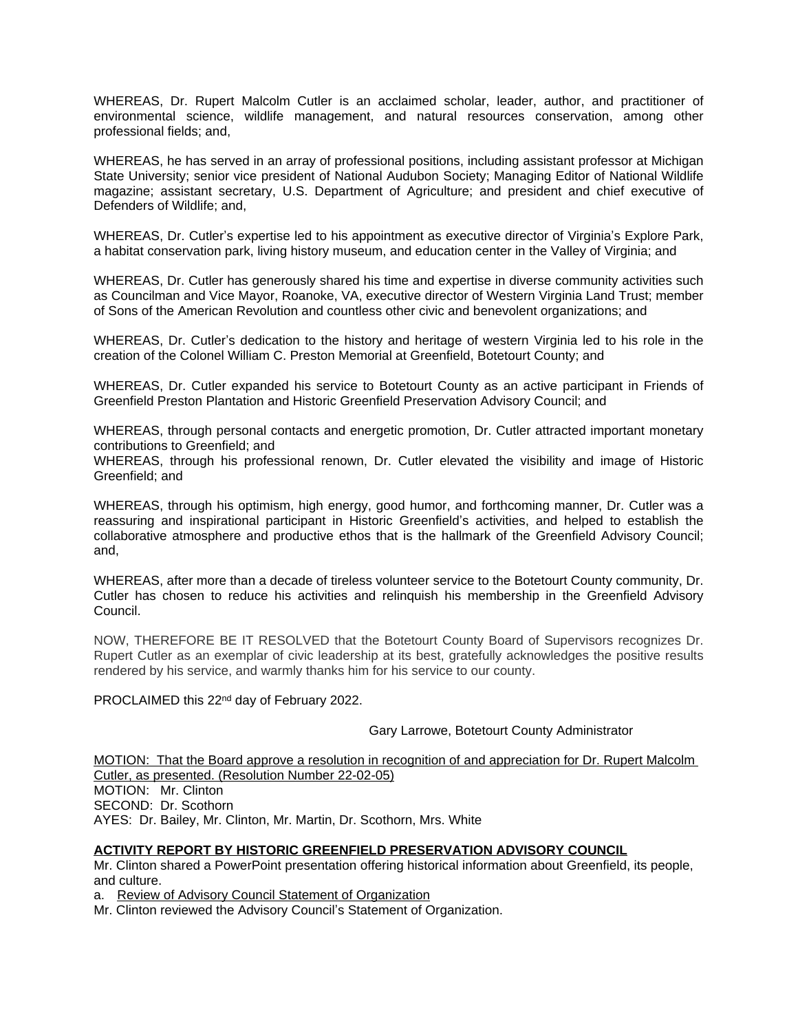WHEREAS, Dr. Rupert Malcolm Cutler is an acclaimed scholar, leader, author, and practitioner of environmental science, wildlife management, and natural resources conservation, among other professional fields; and,

WHEREAS, he has served in an array of professional positions, including assistant professor at Michigan State University; senior vice president of National Audubon Society; Managing Editor of National Wildlife magazine; assistant secretary, U.S. Department of Agriculture; and president and chief executive of Defenders of Wildlife; and,

WHEREAS, Dr. Cutler's expertise led to his appointment as executive director of Virginia's Explore Park, a habitat conservation park, living history museum, and education center in the Valley of Virginia; and

WHEREAS, Dr. Cutler has generously shared his time and expertise in diverse community activities such as Councilman and Vice Mayor, Roanoke, VA, executive director of Western Virginia Land Trust; member of Sons of the American Revolution and countless other civic and benevolent organizations; and

WHEREAS, Dr. Cutler's dedication to the history and heritage of western Virginia led to his role in the creation of the Colonel William C. Preston Memorial at Greenfield, Botetourt County; and

WHEREAS, Dr. Cutler expanded his service to Botetourt County as an active participant in Friends of Greenfield Preston Plantation and Historic Greenfield Preservation Advisory Council; and

WHEREAS, through personal contacts and energetic promotion, Dr. Cutler attracted important monetary contributions to Greenfield; and
WHEREAS, through his professional renown, Dr. Cutler elevated the visibility and image of Historic Greenfield; and

WHEREAS, through his optimism, high energy, good humor, and forthcoming manner, Dr. Cutler was a reassuring and inspirational participant in Historic Greenfield's activities, and helped to establish the collaborative atmosphere and productive ethos that is the hallmark of the Greenfield Advisory Council; and,

WHEREAS, after more than a decade of tireless volunteer service to the Botetourt County community, Dr. Cutler has chosen to reduce his activities and relinquish his membership in the Greenfield Advisory Council.

NOW, THEREFORE BE IT RESOLVED that the Botetourt County Board of Supervisors recognizes Dr. Rupert Cutler as an exemplar of civic leadership at its best, gratefully acknowledges the positive results rendered by his service, and warmly thanks him for his service to our county.

PROCLAIMED this 22nd day of February 2022.

Gary Larrowe, Botetourt County Administrator

MOTION: That the Board approve a resolution in recognition of and appreciation for Dr. Rupert Malcolm Cutler, as presented. (Resolution Number 22-02-05)
MOTION: Mr. Clinton
SECOND: Dr. Scothorn
AYES: Dr. Bailey, Mr. Clinton, Mr. Martin, Dr. Scothorn, Mrs. White

**ACTIVITY REPORT BY HISTORIC GREENFIELD PRESERVATION ADVISORY COUNCIL**

Mr. Clinton shared a PowerPoint presentation offering historical information about Greenfield, its people, and culture.

a. Review of Advisory Council Statement of Organization

Mr. Clinton reviewed the Advisory Council's Statement of Organization.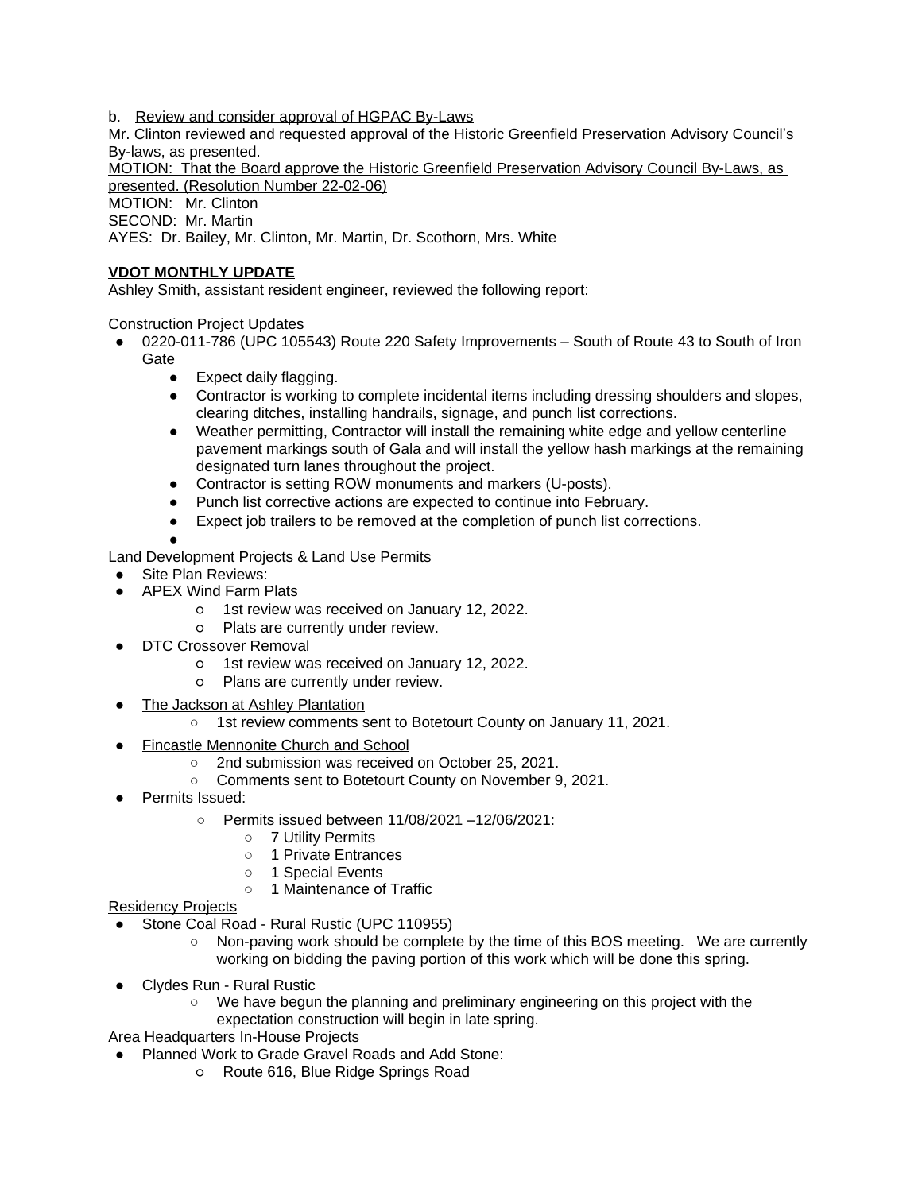b. Review and consider approval of HGPAC By-Laws

Mr. Clinton reviewed and requested approval of the Historic Greenfield Preservation Advisory Council's By-laws, as presented.

MOTION: That the Board approve the Historic Greenfield Preservation Advisory Council By-Laws, as presented. (Resolution Number 22-02-06)

MOTION: Mr. Clinton
SECOND: Mr. Martin
AYES: Dr. Bailey, Mr. Clinton, Mr. Martin, Dr. Scothorn, Mrs. White

**VDOT MONTHLY UPDATE**

Ashley Smith, assistant resident engineer, reviewed the following report:

Construction Project Updates

- 0220-011-786 (UPC 105543) Route 220 Safety Improvements – South of Route 43 to South of Iron Gate
  - Expect daily flagging.
  - Contractor is working to complete incidental items including dressing shoulders and slopes, clearing ditches, installing handrails, signage, and punch list corrections.
  - Weather permitting, Contractor will install the remaining white edge and yellow centerline pavement markings south of Gala and will install the yellow hash markings at the remaining designated turn lanes throughout the project.
  - Contractor is setting ROW monuments and markers (U-posts).
  - Punch list corrective actions are expected to continue into February.
  - Expect job trailers to be removed at the completion of punch list corrections.

Land Development Projects & Land Use Permits

- Site Plan Reviews:
- APEX Wind Farm Plats
  - 1st review was received on January 12, 2022.
  - Plats are currently under review.
- DTC Crossover Removal
  - 1st review was received on January 12, 2022.
  - Plans are currently under review.
- The Jackson at Ashley Plantation
  - 1st review comments sent to Botetourt County on January 11, 2021.
- Fincastle Mennonite Church and School
  - 2nd submission was received on October 25, 2021.
  - Comments sent to Botetourt County on November 9, 2021.
- Permits Issued:
  - Permits issued between 11/08/2021 –12/06/2021:
    - 7 Utility Permits
    - 1 Private Entrances
    - 1 Special Events
    - 1 Maintenance of Traffic

Residency Projects

- Stone Coal Road - Rural Rustic (UPC 110955)
  - Non-paving work should be complete by the time of this BOS meeting. We are currently working on bidding the paving portion of this work which will be done this spring.
- Clydes Run - Rural Rustic
  - We have begun the planning and preliminary engineering on this project with the expectation construction will begin in late spring.

Area Headquarters In-House Projects

- Planned Work to Grade Gravel Roads and Add Stone:
  - Route 616, Blue Ridge Springs Road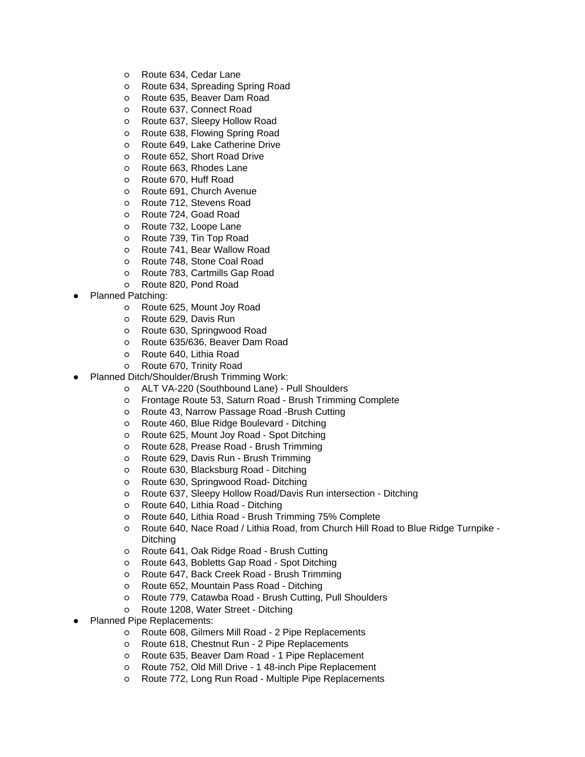- Route 634, Cedar Lane
  - Route 634, Spreading Spring Road
  - Route 635, Beaver Dam Road
  - Route 637, Connect Road
  - Route 637, Sleepy Hollow Road
  - Route 638, Flowing Spring Road
  - Route 649, Lake Catherine Drive
  - Route 652, Short Road Drive
  - Route 663, Rhodes Lane
  - Route 670, Huff Road
  - Route 691, Church Avenue
  - Route 712, Stevens Road
  - Route 724, Goad Road
  - Route 732, Loope Lane
  - Route 739, Tin Top Road
  - Route 741, Bear Wallow Road
  - Route 748, Stone Coal Road
  - Route 783, Cartmills Gap Road
  - Route 820, Pond Road
- Planned Patching:
  - Route 625, Mount Joy Road
  - Route 629, Davis Run
  - Route 630, Springwood Road
  - Route 635/636, Beaver Dam Road
  - Route 640, Lithia Road
  - Route 670, Trinity Road
- Planned Ditch/Shoulder/Brush Trimming Work:
  - ALT VA-220 (Southbound Lane) - Pull Shoulders
  - Frontage Route 53, Saturn Road - Brush Trimming Complete
  - Route 43, Narrow Passage Road -Brush Cutting
  - Route 460, Blue Ridge Boulevard - Ditching
  - Route 625, Mount Joy Road - Spot Ditching
  - Route 628, Prease Road - Brush Trimming
  - Route 629, Davis Run - Brush Trimming
  - Route 630, Blacksburg Road - Ditching
  - Route 630, Springwood Road- Ditching
  - Route 637, Sleepy Hollow Road/Davis Run intersection - Ditching
  - Route 640, Lithia Road - Ditching
  - Route 640, Lithia Road - Brush Trimming 75% Complete
  - Route 640, Nace Road / Lithia Road, from Church Hill Road to Blue Ridge Turnpike - Ditching
  - Route 641, Oak Ridge Road - Brush Cutting
  - Route 643, Bobletts Gap Road - Spot Ditching
  - Route 647, Back Creek Road - Brush Trimming
  - Route 652, Mountain Pass Road - Ditching
  - Route 779, Catawba Road - Brush Cutting, Pull Shoulders
  - Route 1208, Water Street - Ditching
- Planned Pipe Replacements:
  - Route 608, Gilmers Mill Road - 2 Pipe Replacements
  - Route 618, Chestnut Run - 2 Pipe Replacements
  - Route 635, Beaver Dam Road - 1 Pipe Replacement
  - Route 752, Old Mill Drive - 1 48-inch Pipe Replacement
  - Route 772, Long Run Road - Multiple Pipe Replacements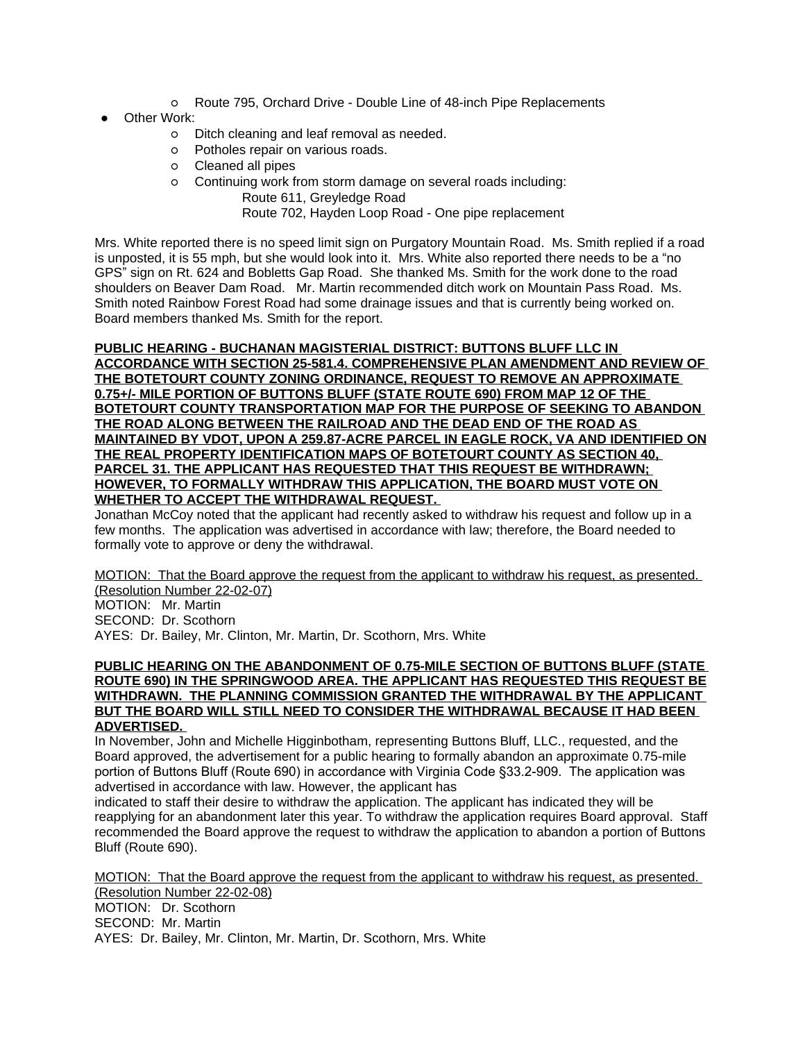- Route 795, Orchard Drive - Double Line of 48-inch Pipe Replacements

- Other Work:
  - Ditch cleaning and leaf removal as needed.
  - Potholes repair on various roads.
  - Cleaned all pipes
  - Continuing work from storm damage on several roads including:
    
    Route 611, Greyledge Road
    
    Route 702, Hayden Loop Road - One pipe replacement

Mrs. White reported there is no speed limit sign on Purgatory Mountain Road. Ms. Smith replied if a road is unposted, it is 55 mph, but she would look into it. Mrs. White also reported there needs to be a "no GPS" sign on Rt. 624 and Bobletts Gap Road. She thanked Ms. Smith for the work done to the road shoulders on Beaver Dam Road. Mr. Martin recommended ditch work on Mountain Pass Road. Ms. Smith noted Rainbow Forest Road had some drainage issues and that is currently being worked on. Board members thanked Ms. Smith for the report.

**PUBLIC HEARING - BUCHANAN MAGISTERIAL DISTRICT: BUTTONS BLUFF LLC IN ACCORDANCE WITH SECTION 25-581.4. COMPREHENSIVE PLAN AMENDMENT AND REVIEW OF THE BOTETOURT COUNTY ZONING ORDINANCE, REQUEST TO REMOVE AN APPROXIMATE 0.75+/- MILE PORTION OF BUTTONS BLUFF (STATE ROUTE 690) FROM MAP 12 OF THE BOTETOURT COUNTY TRANSPORTATION MAP FOR THE PURPOSE OF SEEKING TO ABANDON THE ROAD ALONG BETWEEN THE RAILROAD AND THE DEAD END OF THE ROAD AS MAINTAINED BY VDOT, UPON A 259.87-ACRE PARCEL IN EAGLE ROCK, VA AND IDENTIFIED ON THE REAL PROPERTY IDENTIFICATION MAPS OF BOTETOURT COUNTY AS SECTION 40, PARCEL 31. THE APPLICANT HAS REQUESTED THAT THIS REQUEST BE WITHDRAWN; HOWEVER, TO FORMALLY WITHDRAW THIS APPLICATION, THE BOARD MUST VOTE ON WHETHER TO ACCEPT THE WITHDRAWAL REQUEST.**

Jonathan McCoy noted that the applicant had recently asked to withdraw his request and follow up in a few months. The application was advertised in accordance with law; therefore, the Board needed to formally vote to approve or deny the withdrawal.

<u>MOTION: That the Board approve the request from the applicant to withdraw his request, as presented. (Resolution Number 22-02-07)</u>

MOTION: Mr. Martin
SECOND: Dr. Scothorn
AYES: Dr. Bailey, Mr. Clinton, Mr. Martin, Dr. Scothorn, Mrs. White

**PUBLIC HEARING ON THE ABANDONMENT OF 0.75-MILE SECTION OF BUTTONS BLUFF (STATE ROUTE 690) IN THE SPRINGWOOD AREA. THE APPLICANT HAS REQUESTED THIS REQUEST BE WITHDRAWN. THE PLANNING COMMISSION GRANTED THE WITHDRAWAL BY THE APPLICANT BUT THE BOARD WILL STILL NEED TO CONSIDER THE WITHDRAWAL BECAUSE IT HAD BEEN ADVERTISED.**

In November, John and Michelle Higginbotham, representing Buttons Bluff, LLC., requested, and the Board approved, the advertisement for a public hearing to formally abandon an approximate 0.75-mile portion of Buttons Bluff (Route 690) in accordance with Virginia Code §33.2-909. The application was advertised in accordance with law. However, the applicant has
indicated to staff their desire to withdraw the application. The applicant has indicated they will be reapplying for an abandonment later this year. To withdraw the application requires Board approval. Staff recommended the Board approve the request to withdraw the application to abandon a portion of Buttons Bluff (Route 690).

<u>MOTION: That the Board approve the request from the applicant to withdraw his request, as presented. (Resolution Number 22-02-08)</u>

MOTION: Dr. Scothorn
SECOND: Mr. Martin
AYES: Dr. Bailey, Mr. Clinton, Mr. Martin, Dr. Scothorn, Mrs. White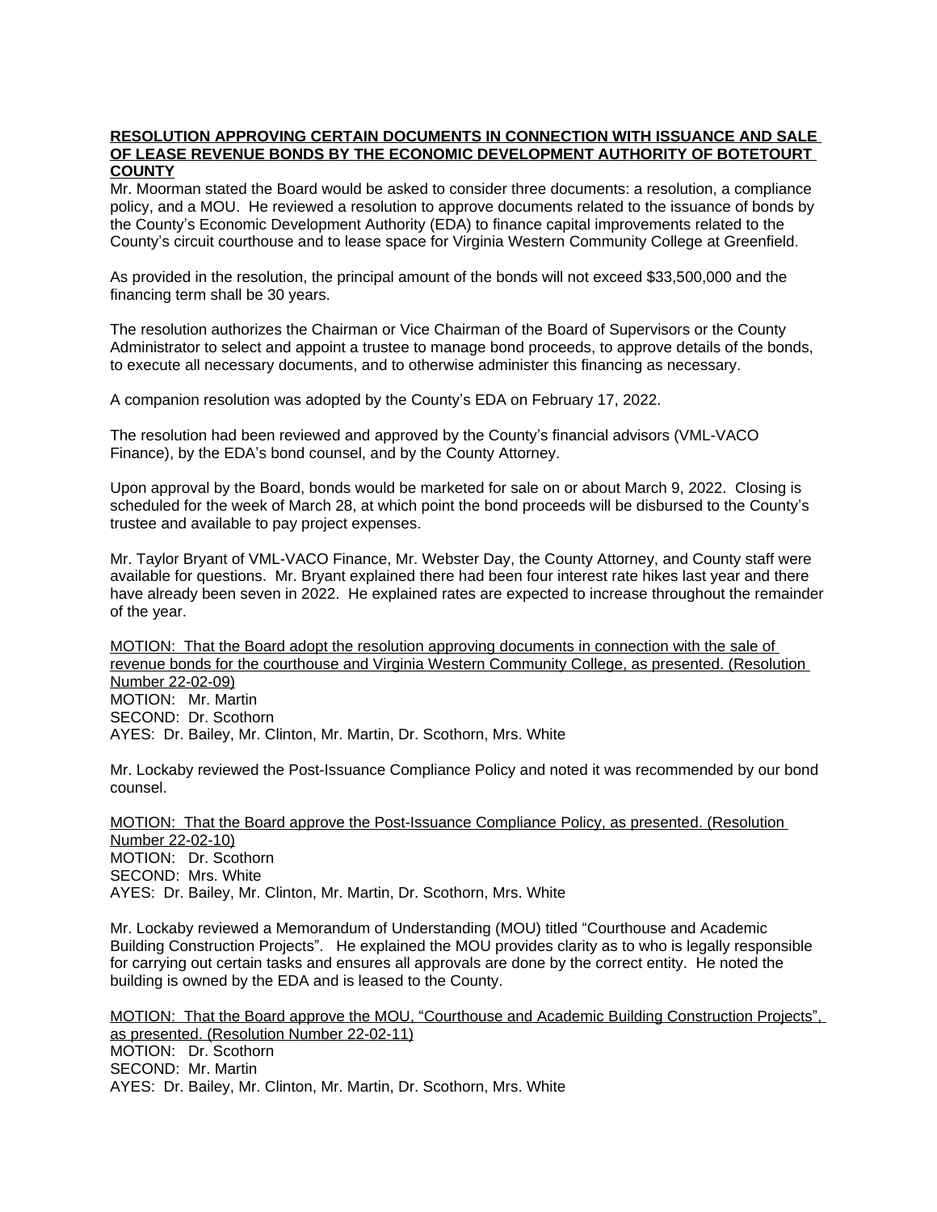**RESOLUTION APPROVING CERTAIN DOCUMENTS IN CONNECTION WITH ISSUANCE AND SALE OF LEASE REVENUE BONDS BY THE ECONOMIC DEVELOPMENT AUTHORITY OF BOTETOURT COUNTY**

Mr. Moorman stated the Board would be asked to consider three documents: a resolution, a compliance policy, and a MOU. He reviewed a resolution to approve documents related to the issuance of bonds by the County's Economic Development Authority (EDA) to finance capital improvements related to the County's circuit courthouse and to lease space for Virginia Western Community College at Greenfield.

As provided in the resolution, the principal amount of the bonds will not exceed $33,500,000 and the financing term shall be 30 years.

The resolution authorizes the Chairman or Vice Chairman of the Board of Supervisors or the County Administrator to select and appoint a trustee to manage bond proceeds, to approve details of the bonds, to execute all necessary documents, and to otherwise administer this financing as necessary.

A companion resolution was adopted by the County's EDA on February 17, 2022.

The resolution had been reviewed and approved by the County's financial advisors (VML-VACO Finance), by the EDA's bond counsel, and by the County Attorney.

Upon approval by the Board, bonds would be marketed for sale on or about March 9, 2022. Closing is scheduled for the week of March 28, at which point the bond proceeds will be disbursed to the County's trustee and available to pay project expenses.

Mr. Taylor Bryant of VML-VACO Finance, Mr. Webster Day, the County Attorney, and County staff were available for questions. Mr. Bryant explained there had been four interest rate hikes last year and there have already been seven in 2022. He explained rates are expected to increase throughout the remainder of the year.

<u>MOTION: That the Board adopt the resolution approving documents in connection with the sale of revenue bonds for the courthouse and Virginia Western Community College, as presented. (Resolution Number 22-02-09)</u>
MOTION: Mr. Martin
SECOND: Dr. Scothorn
AYES: Dr. Bailey, Mr. Clinton, Mr. Martin, Dr. Scothorn, Mrs. White

Mr. Lockaby reviewed the Post-Issuance Compliance Policy and noted it was recommended by our bond counsel.

<u>MOTION: That the Board approve the Post-Issuance Compliance Policy, as presented. (Resolution Number 22-02-10)</u>
MOTION: Dr. Scothorn
SECOND: Mrs. White
AYES: Dr. Bailey, Mr. Clinton, Mr. Martin, Dr. Scothorn, Mrs. White

Mr. Lockaby reviewed a Memorandum of Understanding (MOU) titled "Courthouse and Academic Building Construction Projects". He explained the MOU provides clarity as to who is legally responsible for carrying out certain tasks and ensures all approvals are done by the correct entity. He noted the building is owned by the EDA and is leased to the County.

<u>MOTION: That the Board approve the MOU, "Courthouse and Academic Building Construction Projects", as presented. (Resolution Number 22-02-11)</u>
MOTION: Dr. Scothorn
SECOND: Mr. Martin
AYES: Dr. Bailey, Mr. Clinton, Mr. Martin, Dr. Scothorn, Mrs. White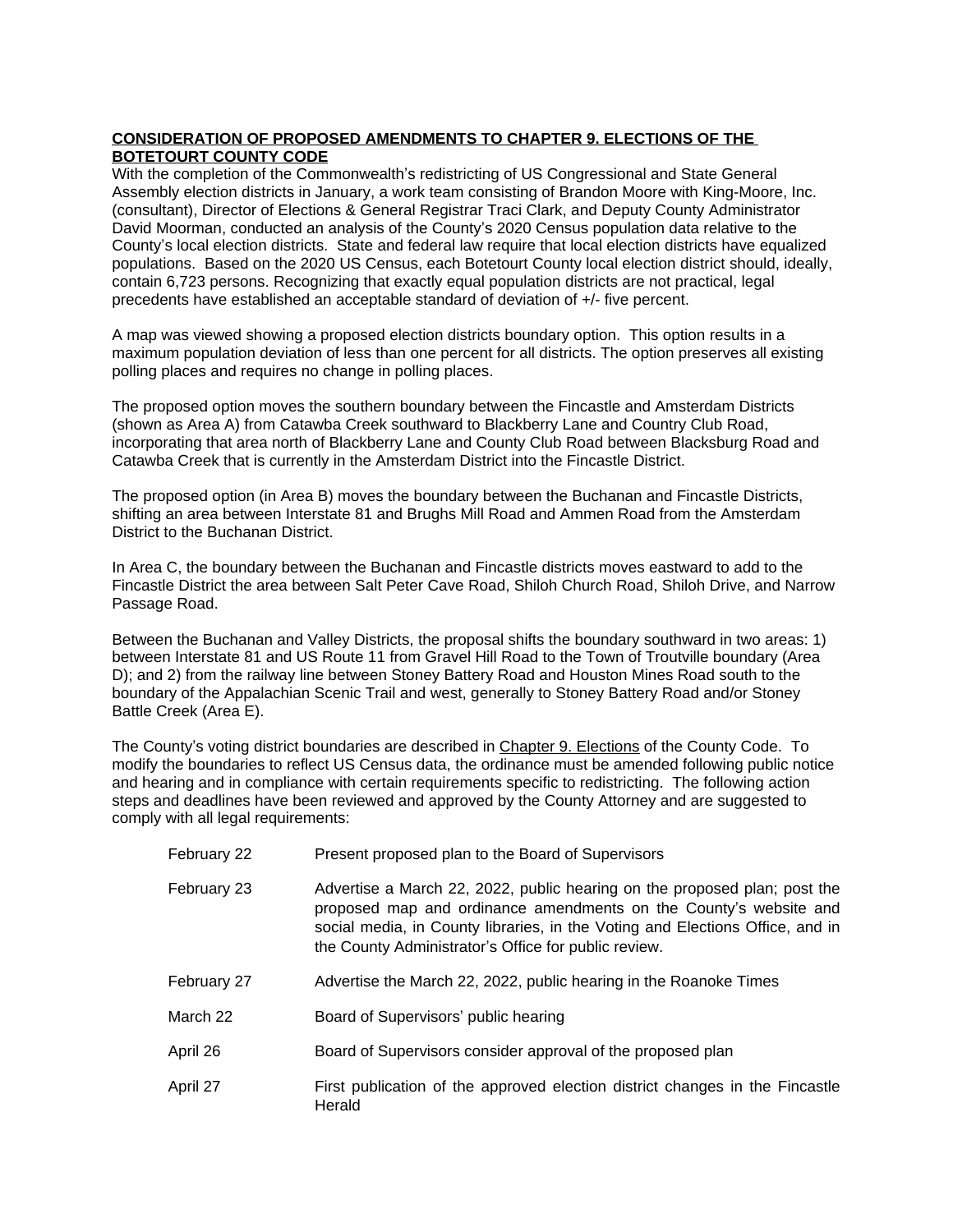**CONSIDERATION OF PROPOSED AMENDMENTS TO CHAPTER 9. ELECTIONS OF THE BOTETOURT COUNTY CODE**

With the completion of the Commonwealth's redistricting of US Congressional and State General Assembly election districts in January, a work team consisting of Brandon Moore with King-Moore, Inc. (consultant), Director of Elections & General Registrar Traci Clark, and Deputy County Administrator David Moorman, conducted an analysis of the County's 2020 Census population data relative to the County's local election districts. State and federal law require that local election districts have equalized populations. Based on the 2020 US Census, each Botetourt County local election district should, ideally, contain 6,723 persons. Recognizing that exactly equal population districts are not practical, legal precedents have established an acceptable standard of deviation of +/- five percent.

A map was viewed showing a proposed election districts boundary option. This option results in a maximum population deviation of less than one percent for all districts. The option preserves all existing polling places and requires no change in polling places.

The proposed option moves the southern boundary between the Fincastle and Amsterdam Districts (shown as Area A) from Catawba Creek southward to Blackberry Lane and Country Club Road, incorporating that area north of Blackberry Lane and County Club Road between Blacksburg Road and Catawba Creek that is currently in the Amsterdam District into the Fincastle District.

The proposed option (in Area B) moves the boundary between the Buchanan and Fincastle Districts, shifting an area between Interstate 81 and Brughs Mill Road and Ammen Road from the Amsterdam District to the Buchanan District.

In Area C, the boundary between the Buchanan and Fincastle districts moves eastward to add to the Fincastle District the area between Salt Peter Cave Road, Shiloh Church Road, Shiloh Drive, and Narrow Passage Road.

Between the Buchanan and Valley Districts, the proposal shifts the boundary southward in two areas: 1) between Interstate 81 and US Route 11 from Gravel Hill Road to the Town of Troutville boundary (Area D); and 2) from the railway line between Stoney Battery Road and Houston Mines Road south to the boundary of the Appalachian Scenic Trail and west, generally to Stoney Battery Road and/or Stoney Battle Creek (Area E).

The County's voting district boundaries are described in Chapter 9. Elections of the County Code. To modify the boundaries to reflect US Census data, the ordinance must be amended following public notice and hearing and in compliance with certain requirements specific to redistricting. The following action steps and deadlines have been reviewed and approved by the County Attorney and are suggested to comply with all legal requirements:

| | |
|---|---|
| February 22 | Present proposed plan to the Board of Supervisors |
| February 23 | Advertise a March 22, 2022, public hearing on the proposed plan; post the proposed map and ordinance amendments on the County's website and social media, in County libraries, in the Voting and Elections Office, and in the County Administrator's Office for public review. |
| February 27 | Advertise the March 22, 2022, public hearing in the Roanoke Times |
| March 22 | Board of Supervisors' public hearing |
| April 26 | Board of Supervisors consider approval of the proposed plan |
| April 27 | First publication of the approved election district changes in the Fincastle Herald |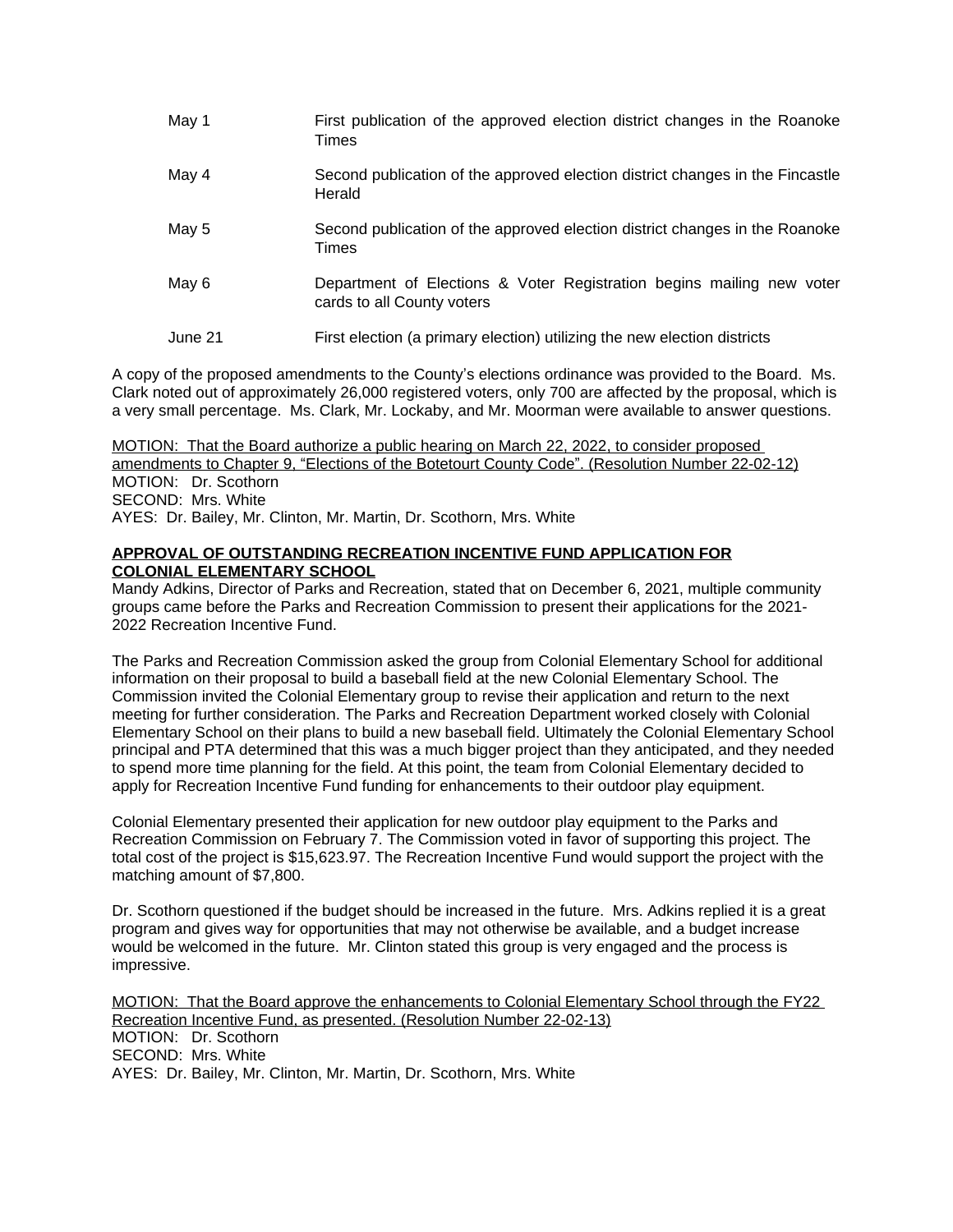| | |
|---|---|
| May 1 | First publication of the approved election district changes in the Roanoke Times |
| May 4 | Second publication of the approved election district changes in the Fincastle Herald |
| May 5 | Second publication of the approved election district changes in the Roanoke Times |
| May 6 | Department of Elections & Voter Registration begins mailing new voter cards to all County voters |
| June 21 | First election (a primary election) utilizing the new election districts |

A copy of the proposed amendments to the County's elections ordinance was provided to the Board. Ms. Clark noted out of approximately 26,000 registered voters, only 700 are affected by the proposal, which is a very small percentage. Ms. Clark, Mr. Lockaby, and Mr. Moorman were available to answer questions.

MOTION: That the Board authorize a public hearing on March 22, 2022, to consider proposed amendments to Chapter 9, "Elections of the Botetourt County Code". (Resolution Number 22-02-12)
MOTION: Dr. Scothorn
SECOND: Mrs. White
AYES: Dr. Bailey, Mr. Clinton, Mr. Martin, Dr. Scothorn, Mrs. White

**APPROVAL OF OUTSTANDING RECREATION INCENTIVE FUND APPLICATION FOR COLONIAL ELEMENTARY SCHOOL**

Mandy Adkins, Director of Parks and Recreation, stated that on December 6, 2021, multiple community groups came before the Parks and Recreation Commission to present their applications for the 2021-2022 Recreation Incentive Fund.

The Parks and Recreation Commission asked the group from Colonial Elementary School for additional information on their proposal to build a baseball field at the new Colonial Elementary School. The Commission invited the Colonial Elementary group to revise their application and return to the next meeting for further consideration. The Parks and Recreation Department worked closely with Colonial Elementary School on their plans to build a new baseball field. Ultimately the Colonial Elementary School principal and PTA determined that this was a much bigger project than they anticipated, and they needed to spend more time planning for the field. At this point, the team from Colonial Elementary decided to apply for Recreation Incentive Fund funding for enhancements to their outdoor play equipment.

Colonial Elementary presented their application for new outdoor play equipment to the Parks and Recreation Commission on February 7. The Commission voted in favor of supporting this project. The total cost of the project is $15,623.97. The Recreation Incentive Fund would support the project with the matching amount of $7,800.

Dr. Scothorn questioned if the budget should be increased in the future. Mrs. Adkins replied it is a great program and gives way for opportunities that may not otherwise be available, and a budget increase would be welcomed in the future. Mr. Clinton stated this group is very engaged and the process is impressive.

MOTION: That the Board approve the enhancements to Colonial Elementary School through the FY22 Recreation Incentive Fund, as presented. (Resolution Number 22-02-13)
MOTION: Dr. Scothorn
SECOND: Mrs. White
AYES: Dr. Bailey, Mr. Clinton, Mr. Martin, Dr. Scothorn, Mrs. White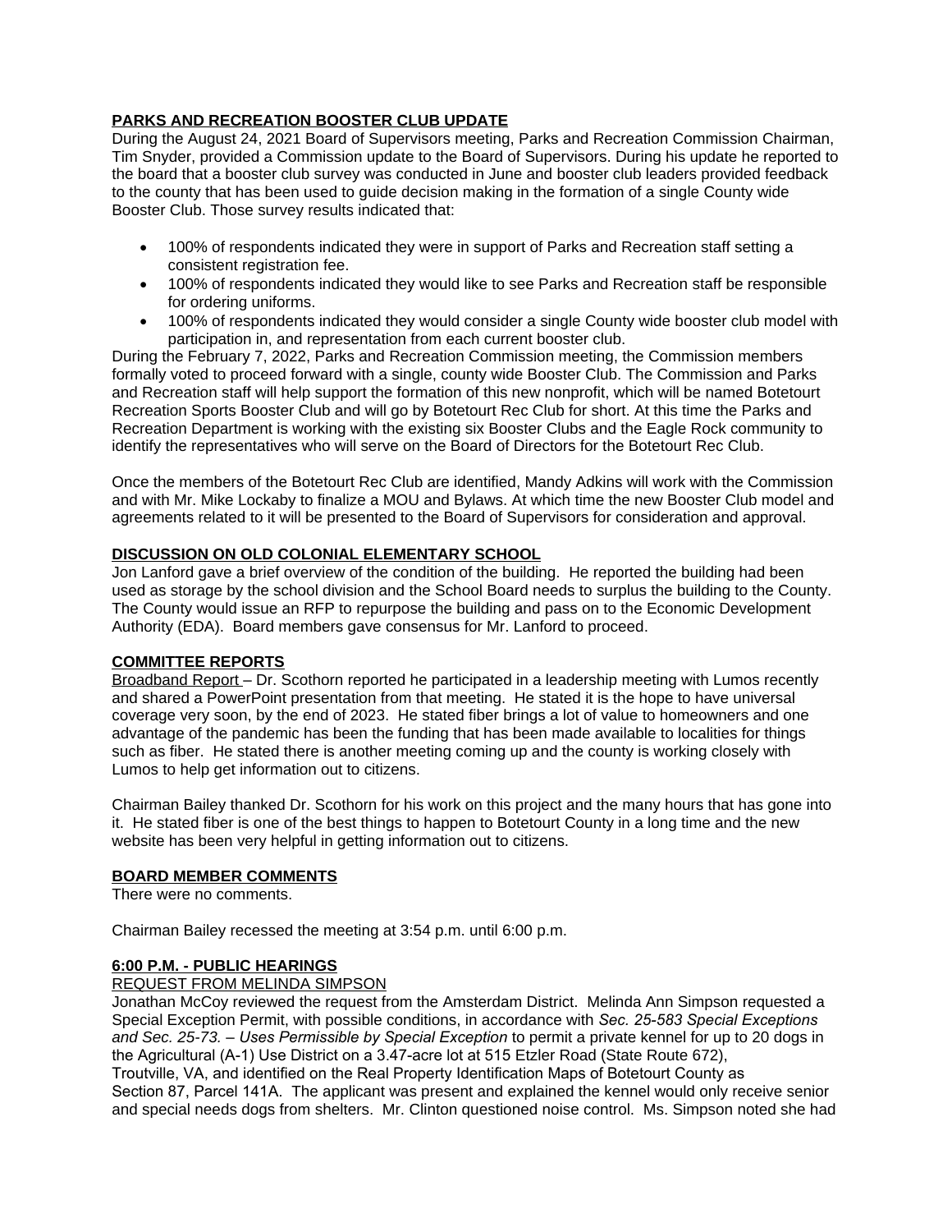**PARKS AND RECREATION BOOSTER CLUB UPDATE**

During the August 24, 2021 Board of Supervisors meeting, Parks and Recreation Commission Chairman, Tim Snyder, provided a Commission update to the Board of Supervisors. During his update he reported to the board that a booster club survey was conducted in June and booster club leaders provided feedback to the county that has been used to guide decision making in the formation of a single County wide Booster Club. Those survey results indicated that:

- 100% of respondents indicated they were in support of Parks and Recreation staff setting a consistent registration fee.
- 100% of respondents indicated they would like to see Parks and Recreation staff be responsible for ordering uniforms.
- 100% of respondents indicated they would consider a single County wide booster club model with participation in, and representation from each current booster club.

During the February 7, 2022, Parks and Recreation Commission meeting, the Commission members formally voted to proceed forward with a single, county wide Booster Club. The Commission and Parks and Recreation staff will help support the formation of this new nonprofit, which will be named Botetourt Recreation Sports Booster Club and will go by Botetourt Rec Club for short. At this time the Parks and Recreation Department is working with the existing six Booster Clubs and the Eagle Rock community to identify the representatives who will serve on the Board of Directors for the Botetourt Rec Club.

Once the members of the Botetourt Rec Club are identified, Mandy Adkins will work with the Commission and with Mr. Mike Lockaby to finalize a MOU and Bylaws. At which time the new Booster Club model and agreements related to it will be presented to the Board of Supervisors for consideration and approval.

**DISCUSSION ON OLD COLONIAL ELEMENTARY SCHOOL**

Jon Lanford gave a brief overview of the condition of the building. He reported the building had been used as storage by the school division and the School Board needs to surplus the building to the County. The County would issue an RFP to repurpose the building and pass on to the Economic Development Authority (EDA). Board members gave consensus for Mr. Lanford to proceed.

**COMMITTEE REPORTS**

Broadband Report – Dr. Scothorn reported he participated in a leadership meeting with Lumos recently and shared a PowerPoint presentation from that meeting. He stated it is the hope to have universal coverage very soon, by the end of 2023. He stated fiber brings a lot of value to homeowners and one advantage of the pandemic has been the funding that has been made available to localities for things such as fiber. He stated there is another meeting coming up and the county is working closely with Lumos to help get information out to citizens.

Chairman Bailey thanked Dr. Scothorn for his work on this project and the many hours that has gone into it. He stated fiber is one of the best things to happen to Botetourt County in a long time and the new website has been very helpful in getting information out to citizens.

**BOARD MEMBER COMMENTS**

There were no comments.

Chairman Bailey recessed the meeting at 3:54 p.m. until 6:00 p.m.

**6:00 P.M. - PUBLIC HEARINGS**

REQUEST FROM MELINDA SIMPSON

Jonathan McCoy reviewed the request from the Amsterdam District. Melinda Ann Simpson requested a Special Exception Permit, with possible conditions, in accordance with *Sec. 25-583 Special Exceptions and Sec. 25-73. – Uses Permissible by Special Exception* to permit a private kennel for up to 20 dogs in the Agricultural (A-1) Use District on a 3.47-acre lot at 515 Etzler Road (State Route 672), Troutville, VA, and identified on the Real Property Identification Maps of Botetourt County as Section 87, Parcel 141A. The applicant was present and explained the kennel would only receive senior and special needs dogs from shelters. Mr. Clinton questioned noise control. Ms. Simpson noted she had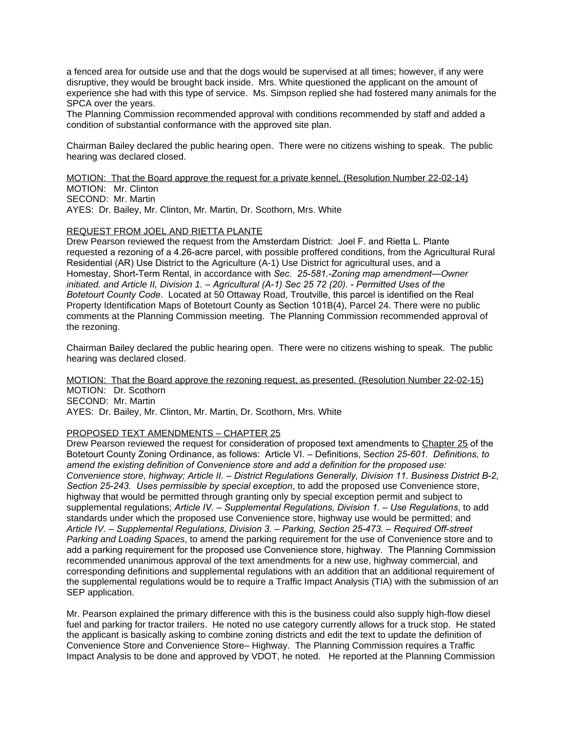a fenced area for outside use and that the dogs would be supervised at all times; however, if any were disruptive, they would be brought back inside. Mrs. White questioned the applicant on the amount of experience she had with this type of service. Ms. Simpson replied she had fostered many animals for the SPCA over the years.
The Planning Commission recommended approval with conditions recommended by staff and added a condition of substantial conformance with the approved site plan.

Chairman Bailey declared the public hearing open. There were no citizens wishing to speak. The public hearing was declared closed.

<u>MOTION: That the Board approve the request for a private kennel, (Resolution Number 22-02-14)</u>
MOTION: Mr. Clinton
SECOND: Mr. Martin
AYES: Dr. Bailey, Mr. Clinton, Mr. Martin, Dr. Scothorn, Mrs. White

<u>REQUEST FROM JOEL AND RIETTA PLANTE</u>
Drew Pearson reviewed the request from the Amsterdam District: Joel F. and Rietta L. Plante requested a rezoning of a 4.26-acre parcel, with possible proffered conditions, from the Agricultural Rural Residential (AR) Use District to the Agriculture (A-1) Use District for agricultural uses, and a Homestay, Short-Term Rental, in accordance with *Sec. 25-581.-Zoning map amendment—Owner initiated. and Article II, Division 1. – Agricultural (A-1) Sec 25 72 (20). - Permitted Uses of the Botetourt County Code*. Located at 50 Ottaway Road, Troutville, this parcel is identified on the Real Property Identification Maps of Botetourt County as Section 101B(4), Parcel 24. There were no public comments at the Planning Commission meeting. The Planning Commission recommended approval of the rezoning.

Chairman Bailey declared the public hearing open. There were no citizens wishing to speak. The public hearing was declared closed.

<u>MOTION: That the Board approve the rezoning request, as presented. (Resolution Number 22-02-15)</u>
MOTION: Dr. Scothorn
SECOND: Mr. Martin
AYES: Dr. Bailey, Mr. Clinton, Mr. Martin, Dr. Scothorn, Mrs. White

<u>PROPOSED TEXT AMENDMENTS – CHAPTER 25</u>
Drew Pearson reviewed the request for consideration of proposed text amendments to <u>Chapter 25</u> of the Botetourt County Zoning Ordinance, as follows: Article VI. – Definitions, S*ection 25-601. Definitions, to amend the existing definition of Convenience store and add a definition for the proposed use: Convenience store, highway; Article II. – District Regulations Generally, Division 11. Business District B-2, Section 25-243. Uses permissible by special exception*, to add the proposed use Convenience store, highway that would be permitted through granting only by special exception permit and subject to supplemental regulations; *Article IV. – Supplemental Regulations, Division 1. – Use Regulations*, to add standards under which the proposed use Convenience store, highway use would be permitted; and *Article IV. – Supplemental Regulations, Division 3. – Parking, Section 25-473. – Required Off-street Parking and Loading Spaces*, to amend the parking requirement for the use of Convenience store and to add a parking requirement for the proposed use Convenience store, highway. The Planning Commission recommended unanimous approval of the text amendments for a new use, highway commercial, and corresponding definitions and supplemental regulations with an addition that an additional requirement of the supplemental regulations would be to require a Traffic Impact Analysis (TIA) with the submission of an SEP application.

Mr. Pearson explained the primary difference with this is the business could also supply high-flow diesel fuel and parking for tractor trailers. He noted no use category currently allows for a truck stop. He stated the applicant is basically asking to combine zoning districts and edit the text to update the definition of Convenience Store and Convenience Store– Highway. The Planning Commission requires a Traffic Impact Analysis to be done and approved by VDOT, he noted. He reported at the Planning Commission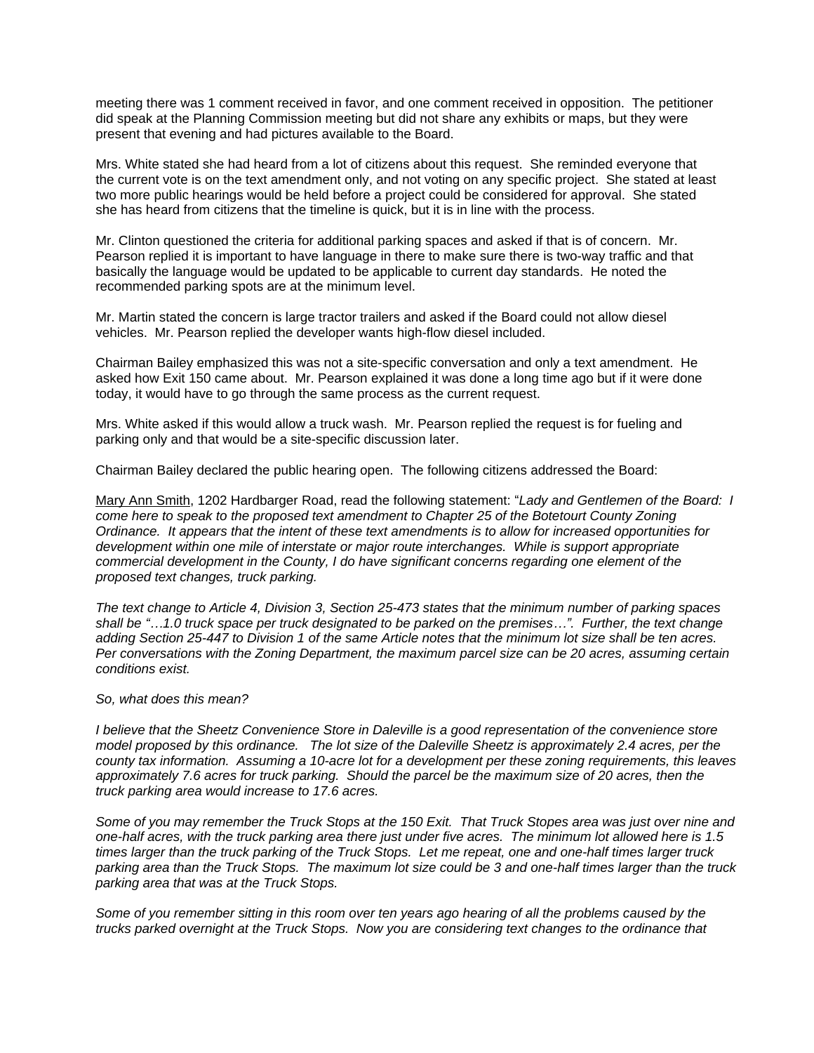meeting there was 1 comment received in favor, and one comment received in opposition. The petitioner did speak at the Planning Commission meeting but did not share any exhibits or maps, but they were present that evening and had pictures available to the Board.

Mrs. White stated she had heard from a lot of citizens about this request. She reminded everyone that the current vote is on the text amendment only, and not voting on any specific project. She stated at least two more public hearings would be held before a project could be considered for approval. She stated she has heard from citizens that the timeline is quick, but it is in line with the process.

Mr. Clinton questioned the criteria for additional parking spaces and asked if that is of concern. Mr. Pearson replied it is important to have language in there to make sure there is two-way traffic and that basically the language would be updated to be applicable to current day standards. He noted the recommended parking spots are at the minimum level.

Mr. Martin stated the concern is large tractor trailers and asked if the Board could not allow diesel vehicles. Mr. Pearson replied the developer wants high-flow diesel included.

Chairman Bailey emphasized this was not a site-specific conversation and only a text amendment. He asked how Exit 150 came about. Mr. Pearson explained it was done a long time ago but if it were done today, it would have to go through the same process as the current request.

Mrs. White asked if this would allow a truck wash. Mr. Pearson replied the request is for fueling and parking only and that would be a site-specific discussion later.

Chairman Bailey declared the public hearing open. The following citizens addressed the Board:

<u>Mary Ann Smith</u>, 1202 Hardbarger Road, read the following statement: "*Lady and Gentlemen of the Board: I come here to speak to the proposed text amendment to Chapter 25 of the Botetourt County Zoning Ordinance. It appears that the intent of these text amendments is to allow for increased opportunities for development within one mile of interstate or major route interchanges. While is support appropriate commercial development in the County, I do have significant concerns regarding one element of the proposed text changes, truck parking.*

*The text change to Article 4, Division 3, Section 25-473 states that the minimum number of parking spaces shall be "…1.0 truck space per truck designated to be parked on the premises…". Further, the text change adding Section 25-447 to Division 1 of the same Article notes that the minimum lot size shall be ten acres. Per conversations with the Zoning Department, the maximum parcel size can be 20 acres, assuming certain conditions exist.*

*So, what does this mean?*

*I believe that the Sheetz Convenience Store in Daleville is a good representation of the convenience store model proposed by this ordinance. The lot size of the Daleville Sheetz is approximately 2.4 acres, per the county tax information. Assuming a 10-acre lot for a development per these zoning requirements, this leaves approximately 7.6 acres for truck parking. Should the parcel be the maximum size of 20 acres, then the truck parking area would increase to 17.6 acres.*

*Some of you may remember the Truck Stops at the 150 Exit. That Truck Stopes area was just over nine and one-half acres, with the truck parking area there just under five acres. The minimum lot allowed here is 1.5 times larger than the truck parking of the Truck Stops. Let me repeat, one and one-half times larger truck parking area than the Truck Stops. The maximum lot size could be 3 and one-half times larger than the truck parking area that was at the Truck Stops.*

*Some of you remember sitting in this room over ten years ago hearing of all the problems caused by the trucks parked overnight at the Truck Stops. Now you are considering text changes to the ordinance that*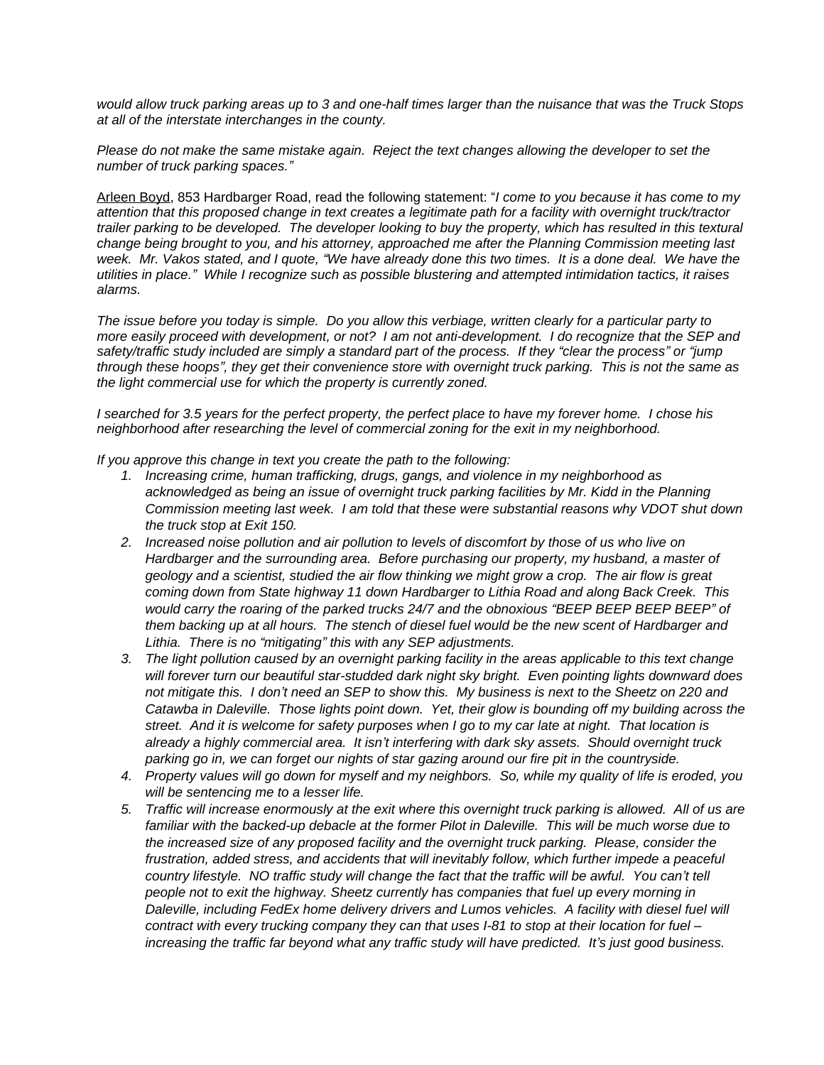*would allow truck parking areas up to 3 and one-half times larger than the nuisance that was the Truck Stops at all of the interstate interchanges in the county.*

*Please do not make the same mistake again. Reject the text changes allowing the developer to set the number of truck parking spaces."*

Arleen Boyd, 853 Hardbarger Road, read the following statement: "*I come to you because it has come to my attention that this proposed change in text creates a legitimate path for a facility with overnight truck/tractor trailer parking to be developed. The developer looking to buy the property, which has resulted in this textural change being brought to you, and his attorney, approached me after the Planning Commission meeting last week. Mr. Vakos stated, and I quote, "We have already done this two times. It is a done deal. We have the utilities in place." While I recognize such as possible blustering and attempted intimidation tactics, it raises alarms.*

*The issue before you today is simple. Do you allow this verbiage, written clearly for a particular party to more easily proceed with development, or not? I am not anti-development. I do recognize that the SEP and safety/traffic study included are simply a standard part of the process. If they "clear the process" or "jump through these hoops", they get their convenience store with overnight truck parking. This is not the same as the light commercial use for which the property is currently zoned.*

*I searched for 3.5 years for the perfect property, the perfect place to have my forever home. I chose his neighborhood after researching the level of commercial zoning for the exit in my neighborhood.*

*If you approve this change in text you create the path to the following:*

1. *Increasing crime, human trafficking, drugs, gangs, and violence in my neighborhood as acknowledged as being an issue of overnight truck parking facilities by Mr. Kidd in the Planning Commission meeting last week. I am told that these were substantial reasons why VDOT shut down the truck stop at Exit 150.*
2. *Increased noise pollution and air pollution to levels of discomfort by those of us who live on Hardbarger and the surrounding area. Before purchasing our property, my husband, a master of geology and a scientist, studied the air flow thinking we might grow a crop. The air flow is great coming down from State highway 11 down Hardbarger to Lithia Road and along Back Creek. This would carry the roaring of the parked trucks 24/7 and the obnoxious "BEEP BEEP BEEP BEEP" of them backing up at all hours. The stench of diesel fuel would be the new scent of Hardbarger and Lithia. There is no "mitigating" this with any SEP adjustments.*
3. *The light pollution caused by an overnight parking facility in the areas applicable to this text change will forever turn our beautiful star-studded dark night sky bright. Even pointing lights downward does not mitigate this. I don't need an SEP to show this. My business is next to the Sheetz on 220 and Catawba in Daleville. Those lights point down. Yet, their glow is bounding off my building across the street. And it is welcome for safety purposes when I go to my car late at night. That location is already a highly commercial area. It isn't interfering with dark sky assets. Should overnight truck parking go in, we can forget our nights of star gazing around our fire pit in the countryside.*
4. *Property values will go down for myself and my neighbors. So, while my quality of life is eroded, you will be sentencing me to a lesser life.*
5. *Traffic will increase enormously at the exit where this overnight truck parking is allowed. All of us are familiar with the backed-up debacle at the former Pilot in Daleville. This will be much worse due to the increased size of any proposed facility and the overnight truck parking. Please, consider the frustration, added stress, and accidents that will inevitably follow, which further impede a peaceful country lifestyle. NO traffic study will change the fact that the traffic will be awful. You can't tell people not to exit the highway. Sheetz currently has companies that fuel up every morning in Daleville, including FedEx home delivery drivers and Lumos vehicles. A facility with diesel fuel will contract with every trucking company they can that uses I-81 to stop at their location for fuel – increasing the traffic far beyond what any traffic study will have predicted. It's just good business.*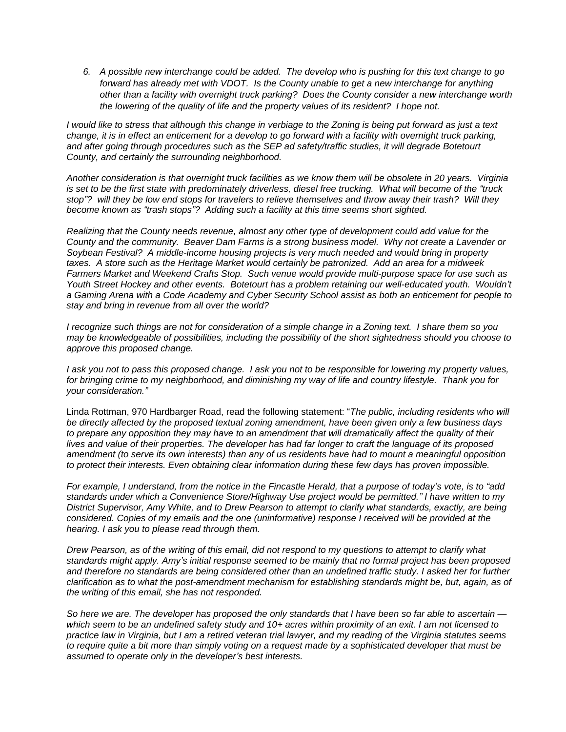6. *A possible new interchange could be added. The develop who is pushing for this text change to go forward has already met with VDOT. Is the County unable to get a new interchange for anything other than a facility with overnight truck parking? Does the County consider a new interchange worth the lowering of the quality of life and the property values of its resident? I hope not.*

*I would like to stress that although this change in verbiage to the Zoning is being put forward as just a text change, it is in effect an enticement for a develop to go forward with a facility with overnight truck parking, and after going through procedures such as the SEP ad safety/traffic studies, it will degrade Botetourt County, and certainly the surrounding neighborhood.*

*Another consideration is that overnight truck facilities as we know them will be obsolete in 20 years. Virginia is set to be the first state with predominately driverless, diesel free trucking. What will become of the "truck stop"? will they be low end stops for travelers to relieve themselves and throw away their trash? Will they become known as "trash stops"? Adding such a facility at this time seems short sighted.*

*Realizing that the County needs revenue, almost any other type of development could add value for the County and the community. Beaver Dam Farms is a strong business model. Why not create a Lavender or Soybean Festival? A middle-income housing projects is very much needed and would bring in property taxes. A store such as the Heritage Market would certainly be patronized. Add an area for a midweek Farmers Market and Weekend Crafts Stop. Such venue would provide multi-purpose space for use such as Youth Street Hockey and other events. Botetourt has a problem retaining our well-educated youth. Wouldn't a Gaming Arena with a Code Academy and Cyber Security School assist as both an enticement for people to stay and bring in revenue from all over the world?*

*I recognize such things are not for consideration of a simple change in a Zoning text. I share them so you may be knowledgeable of possibilities, including the possibility of the short sightedness should you choose to approve this proposed change.*

*I ask you not to pass this proposed change. I ask you not to be responsible for lowering my property values, for bringing crime to my neighborhood, and diminishing my way of life and country lifestyle. Thank you for your consideration."*

Linda Rottman, 970 Hardbarger Road, read the following statement: "*The public, including residents who will be directly affected by the proposed textual zoning amendment, have been given only a few business days to prepare any opposition they may have to an amendment that will dramatically affect the quality of their lives and value of their properties. The developer has had far longer to craft the language of its proposed amendment (to serve its own interests) than any of us residents have had to mount a meaningful opposition to protect their interests. Even obtaining clear information during these few days has proven impossible.*

*For example, I understand, from the notice in the Fincastle Herald, that a purpose of today's vote, is to "add standards under which a Convenience Store/Highway Use project would be permitted." I have written to my District Supervisor, Amy White, and to Drew Pearson to attempt to clarify what standards, exactly, are being considered. Copies of my emails and the one (uninformative) response I received will be provided at the hearing. I ask you to please read through them.*

*Drew Pearson, as of the writing of this email, did not respond to my questions to attempt to clarify what standards might apply. Amy's initial response seemed to be mainly that no formal project has been proposed and therefore no standards are being considered other than an undefined traffic study. I asked her for further clarification as to what the post-amendment mechanism for establishing standards might be, but, again, as of the writing of this email, she has not responded.*

*So here we are. The developer has proposed the only standards that I have been so far able to ascertain — which seem to be an undefined safety study and 10+ acres within proximity of an exit. I am not licensed to practice law in Virginia, but I am a retired veteran trial lawyer, and my reading of the Virginia statutes seems to require quite a bit more than simply voting on a request made by a sophisticated developer that must be assumed to operate only in the developer's best interests.*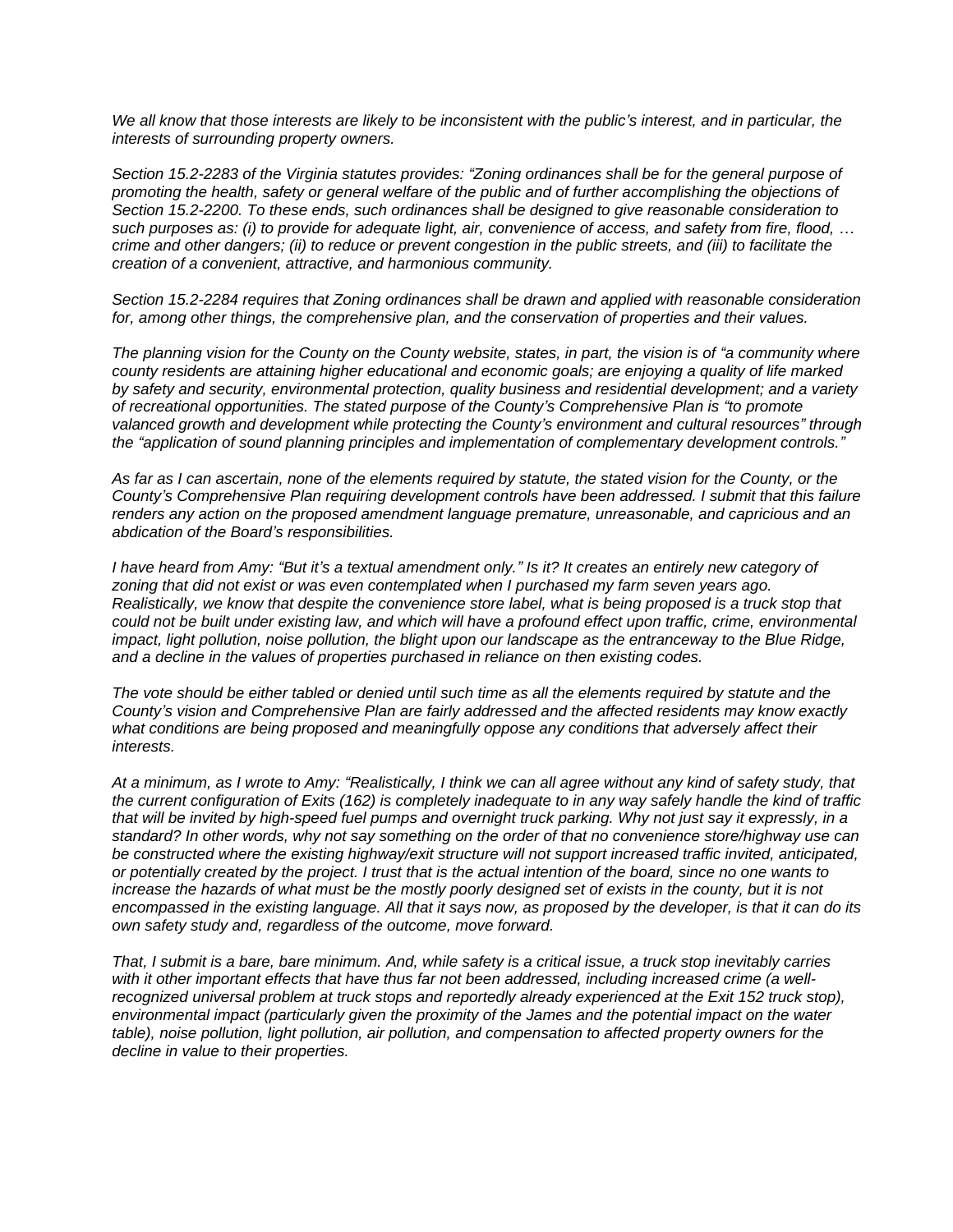*We all know that those interests are likely to be inconsistent with the public's interest, and in particular, the interests of surrounding property owners.*

*Section 15.2-2283 of the Virginia statutes provides: "Zoning ordinances shall be for the general purpose of promoting the health, safety or general welfare of the public and of further accomplishing the objections of Section 15.2-2200. To these ends, such ordinances shall be designed to give reasonable consideration to such purposes as: (i) to provide for adequate light, air, convenience of access, and safety from fire, flood, … crime and other dangers; (ii) to reduce or prevent congestion in the public streets, and (iii) to facilitate the creation of a convenient, attractive, and harmonious community.*

*Section 15.2-2284 requires that Zoning ordinances shall be drawn and applied with reasonable consideration for, among other things, the comprehensive plan, and the conservation of properties and their values.*

*The planning vision for the County on the County website, states, in part, the vision is of "a community where county residents are attaining higher educational and economic goals; are enjoying a quality of life marked by safety and security, environmental protection, quality business and residential development; and a variety of recreational opportunities. The stated purpose of the County's Comprehensive Plan is "to promote valanced growth and development while protecting the County's environment and cultural resources" through the "application of sound planning principles and implementation of complementary development controls."*

*As far as I can ascertain, none of the elements required by statute, the stated vision for the County, or the County's Comprehensive Plan requiring development controls have been addressed. I submit that this failure renders any action on the proposed amendment language premature, unreasonable, and capricious and an abdication of the Board's responsibilities.*

*I have heard from Amy: "But it's a textual amendment only." Is it? It creates an entirely new category of zoning that did not exist or was even contemplated when I purchased my farm seven years ago. Realistically, we know that despite the convenience store label, what is being proposed is a truck stop that could not be built under existing law, and which will have a profound effect upon traffic, crime, environmental impact, light pollution, noise pollution, the blight upon our landscape as the entranceway to the Blue Ridge, and a decline in the values of properties purchased in reliance on then existing codes.*

*The vote should be either tabled or denied until such time as all the elements required by statute and the County's vision and Comprehensive Plan are fairly addressed and the affected residents may know exactly what conditions are being proposed and meaningfully oppose any conditions that adversely affect their interests.*

*At a minimum, as I wrote to Amy: "Realistically, I think we can all agree without any kind of safety study, that the current configuration of Exits (162) is completely inadequate to in any way safely handle the kind of traffic that will be invited by high-speed fuel pumps and overnight truck parking. Why not just say it expressly, in a standard? In other words, why not say something on the order of that no convenience store/highway use can be constructed where the existing highway/exit structure will not support increased traffic invited, anticipated, or potentially created by the project. I trust that is the actual intention of the board, since no one wants to increase the hazards of what must be the mostly poorly designed set of exists in the county, but it is not encompassed in the existing language. All that it says now, as proposed by the developer, is that it can do its own safety study and, regardless of the outcome, move forward.*

*That, I submit is a bare, bare minimum. And, while safety is a critical issue, a truck stop inevitably carries with it other important effects that have thus far not been addressed, including increased crime (a well-recognized universal problem at truck stops and reportedly already experienced at the Exit 152 truck stop), environmental impact (particularly given the proximity of the James and the potential impact on the water table), noise pollution, light pollution, air pollution, and compensation to affected property owners for the decline in value to their properties.*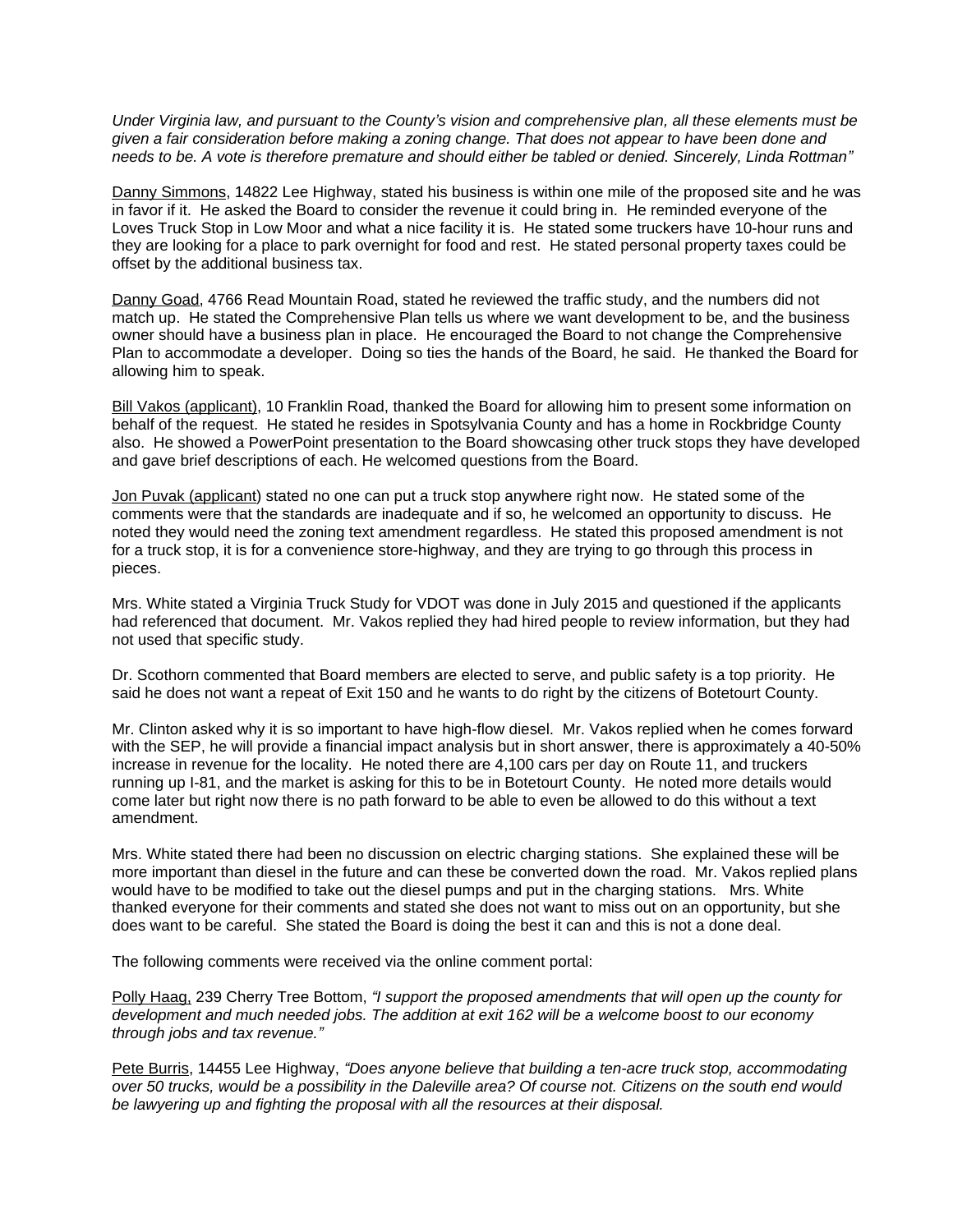*Under Virginia law, and pursuant to the County's vision and comprehensive plan, all these elements must be given a fair consideration before making a zoning change. That does not appear to have been done and needs to be. A vote is therefore premature and should either be tabled or denied. Sincerely, Linda Rottman"*

Danny Simmons, 14822 Lee Highway, stated his business is within one mile of the proposed site and he was in favor if it. He asked the Board to consider the revenue it could bring in. He reminded everyone of the Loves Truck Stop in Low Moor and what a nice facility it is. He stated some truckers have 10-hour runs and they are looking for a place to park overnight for food and rest. He stated personal property taxes could be offset by the additional business tax.

Danny Goad, 4766 Read Mountain Road, stated he reviewed the traffic study, and the numbers did not match up. He stated the Comprehensive Plan tells us where we want development to be, and the business owner should have a business plan in place. He encouraged the Board to not change the Comprehensive Plan to accommodate a developer. Doing so ties the hands of the Board, he said. He thanked the Board for allowing him to speak.

Bill Vakos (applicant), 10 Franklin Road, thanked the Board for allowing him to present some information on behalf of the request. He stated he resides in Spotsylvania County and has a home in Rockbridge County also. He showed a PowerPoint presentation to the Board showcasing other truck stops they have developed and gave brief descriptions of each. He welcomed questions from the Board.

Jon Puvak (applicant) stated no one can put a truck stop anywhere right now. He stated some of the comments were that the standards are inadequate and if so, he welcomed an opportunity to discuss. He noted they would need the zoning text amendment regardless. He stated this proposed amendment is not for a truck stop, it is for a convenience store-highway, and they are trying to go through this process in pieces.

Mrs. White stated a Virginia Truck Study for VDOT was done in July 2015 and questioned if the applicants had referenced that document. Mr. Vakos replied they had hired people to review information, but they had not used that specific study.

Dr. Scothorn commented that Board members are elected to serve, and public safety is a top priority. He said he does not want a repeat of Exit 150 and he wants to do right by the citizens of Botetourt County.

Mr. Clinton asked why it is so important to have high-flow diesel. Mr. Vakos replied when he comes forward with the SEP, he will provide a financial impact analysis but in short answer, there is approximately a 40-50% increase in revenue for the locality. He noted there are 4,100 cars per day on Route 11, and truckers running up I-81, and the market is asking for this to be in Botetourt County. He noted more details would come later but right now there is no path forward to be able to even be allowed to do this without a text amendment.

Mrs. White stated there had been no discussion on electric charging stations. She explained these will be more important than diesel in the future and can these be converted down the road. Mr. Vakos replied plans would have to be modified to take out the diesel pumps and put in the charging stations. Mrs. White thanked everyone for their comments and stated she does not want to miss out on an opportunity, but she does want to be careful. She stated the Board is doing the best it can and this is not a done deal.

The following comments were received via the online comment portal:

Polly Haag, 239 Cherry Tree Bottom, *"I support the proposed amendments that will open up the county for development and much needed jobs. The addition at exit 162 will be a welcome boost to our economy through jobs and tax revenue."*

Pete Burris, 14455 Lee Highway, *"Does anyone believe that building a ten-acre truck stop, accommodating over 50 trucks, would be a possibility in the Daleville area? Of course not. Citizens on the south end would be lawyering up and fighting the proposal with all the resources at their disposal.*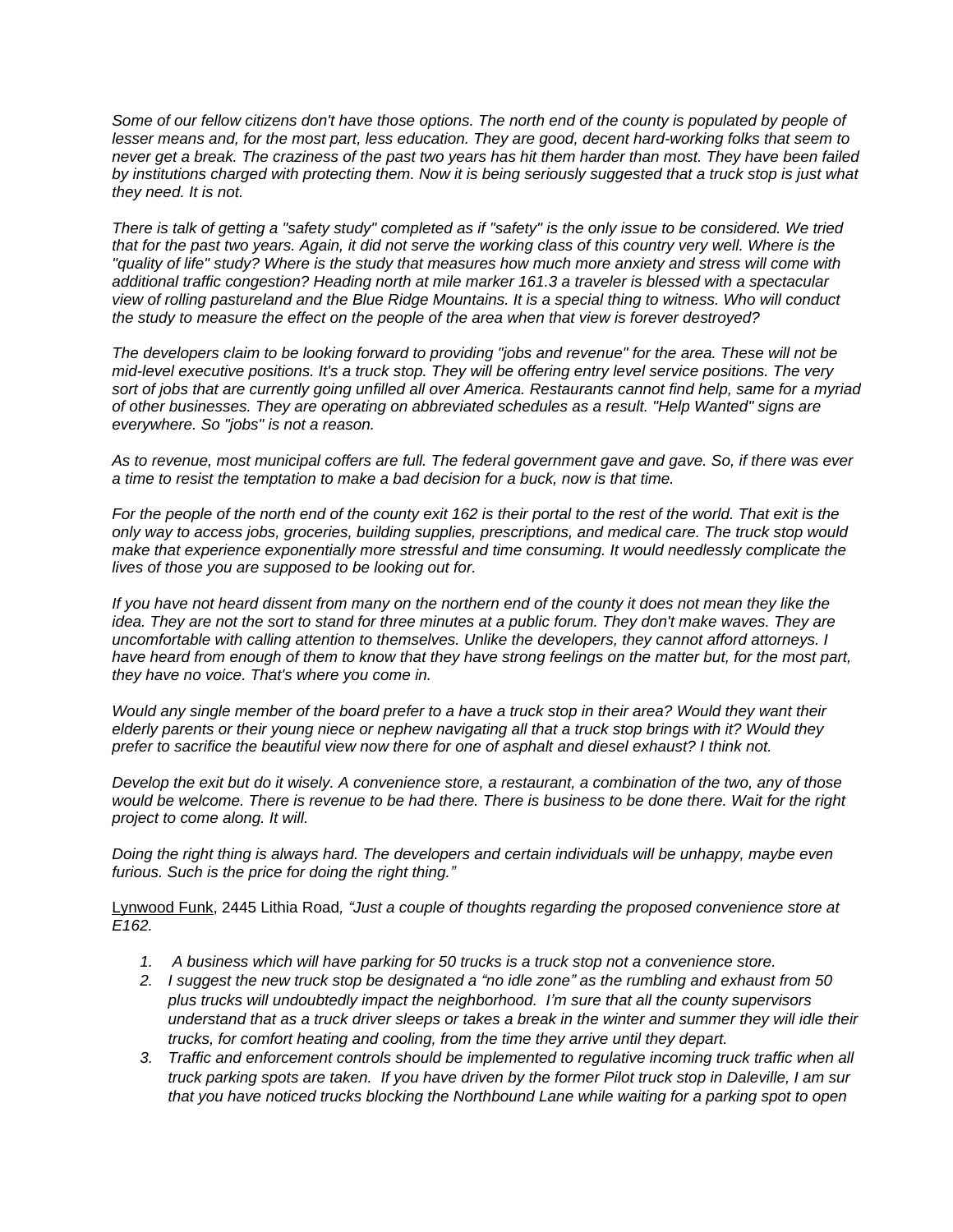*Some of our fellow citizens don't have those options. The north end of the county is populated by people of lesser means and, for the most part, less education. They are good, decent hard-working folks that seem to never get a break. The craziness of the past two years has hit them harder than most. They have been failed by institutions charged with protecting them. Now it is being seriously suggested that a truck stop is just what they need. It is not.*

*There is talk of getting a "safety study" completed as if "safety" is the only issue to be considered. We tried that for the past two years. Again, it did not serve the working class of this country very well. Where is the "quality of life" study? Where is the study that measures how much more anxiety and stress will come with additional traffic congestion? Heading north at mile marker 161.3 a traveler is blessed with a spectacular view of rolling pastureland and the Blue Ridge Mountains. It is a special thing to witness. Who will conduct the study to measure the effect on the people of the area when that view is forever destroyed?*

*The developers claim to be looking forward to providing "jobs and revenue" for the area. These will not be mid-level executive positions. It's a truck stop. They will be offering entry level service positions. The very sort of jobs that are currently going unfilled all over America. Restaurants cannot find help, same for a myriad of other businesses. They are operating on abbreviated schedules as a result. "Help Wanted" signs are everywhere. So "jobs" is not a reason.*

*As to revenue, most municipal coffers are full. The federal government gave and gave. So, if there was ever a time to resist the temptation to make a bad decision for a buck, now is that time.*

*For the people of the north end of the county exit 162 is their portal to the rest of the world. That exit is the only way to access jobs, groceries, building supplies, prescriptions, and medical care. The truck stop would make that experience exponentially more stressful and time consuming. It would needlessly complicate the lives of those you are supposed to be looking out for.*

*If you have not heard dissent from many on the northern end of the county it does not mean they like the idea. They are not the sort to stand for three minutes at a public forum. They don't make waves. They are uncomfortable with calling attention to themselves. Unlike the developers, they cannot afford attorneys. I have heard from enough of them to know that they have strong feelings on the matter but, for the most part, they have no voice. That's where you come in.*

*Would any single member of the board prefer to a have a truck stop in their area? Would they want their elderly parents or their young niece or nephew navigating all that a truck stop brings with it? Would they prefer to sacrifice the beautiful view now there for one of asphalt and diesel exhaust? I think not.*

*Develop the exit but do it wisely. A convenience store, a restaurant, a combination of the two, any of those would be welcome. There is revenue to be had there. There is business to be done there. Wait for the right project to come along. It will.*

*Doing the right thing is always hard. The developers and certain individuals will be unhappy, maybe even furious. Such is the price for doing the right thing."*

Lynwood Funk, 2445 Lithia Road*, "Just a couple of thoughts regarding the proposed convenience store at E162.*

1. *A business which will have parking for 50 trucks is a truck stop not a convenience store.*
2. *I suggest the new truck stop be designated a "no idle zone" as the rumbling and exhaust from 50 plus trucks will undoubtedly impact the neighborhood. I'm sure that all the county supervisors understand that as a truck driver sleeps or takes a break in the winter and summer they will idle their trucks, for comfort heating and cooling, from the time they arrive until they depart.*
3. *Traffic and enforcement controls should be implemented to regulative incoming truck traffic when all truck parking spots are taken. If you have driven by the former Pilot truck stop in Daleville, I am sur that you have noticed trucks blocking the Northbound Lane while waiting for a parking spot to open*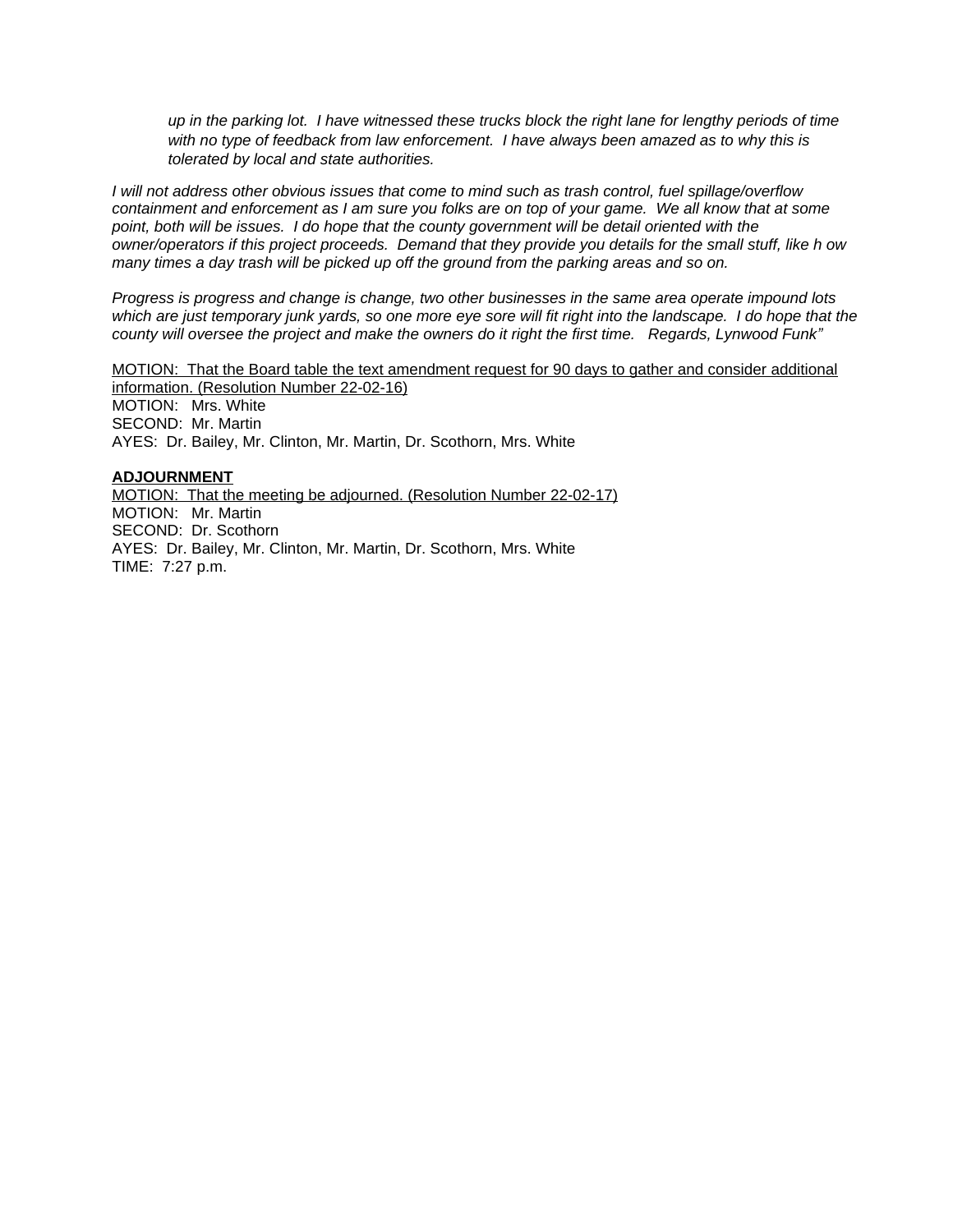*up in the parking lot. I have witnessed these trucks block the right lane for lengthy periods of time with no type of feedback from law enforcement. I have always been amazed as to why this is tolerated by local and state authorities.*

*I will not address other obvious issues that come to mind such as trash control, fuel spillage/overflow containment and enforcement as I am sure you folks are on top of your game. We all know that at some point, both will be issues. I do hope that the county government will be detail oriented with the owner/operators if this project proceeds. Demand that they provide you details for the small stuff, like h ow many times a day trash will be picked up off the ground from the parking areas and so on.*

*Progress is progress and change is change, two other businesses in the same area operate impound lots which are just temporary junk yards, so one more eye sore will fit right into the landscape. I do hope that the county will oversee the project and make the owners do it right the first time. Regards, Lynwood Funk"*

<u>MOTION: That the Board table the text amendment request for 90 days to gather and consider additional information. (Resolution Number 22-02-16)</u>
MOTION: Mrs. White
SECOND: Mr. Martin
AYES: Dr. Bailey, Mr. Clinton, Mr. Martin, Dr. Scothorn, Mrs. White

**<u>ADJOURNMENT</u>**

<u>MOTION: That the meeting be adjourned. (Resolution Number 22-02-17)</u>
MOTION: Mr. Martin
SECOND: Dr. Scothorn
AYES: Dr. Bailey, Mr. Clinton, Mr. Martin, Dr. Scothorn, Mrs. White
TIME: 7:27 p.m.